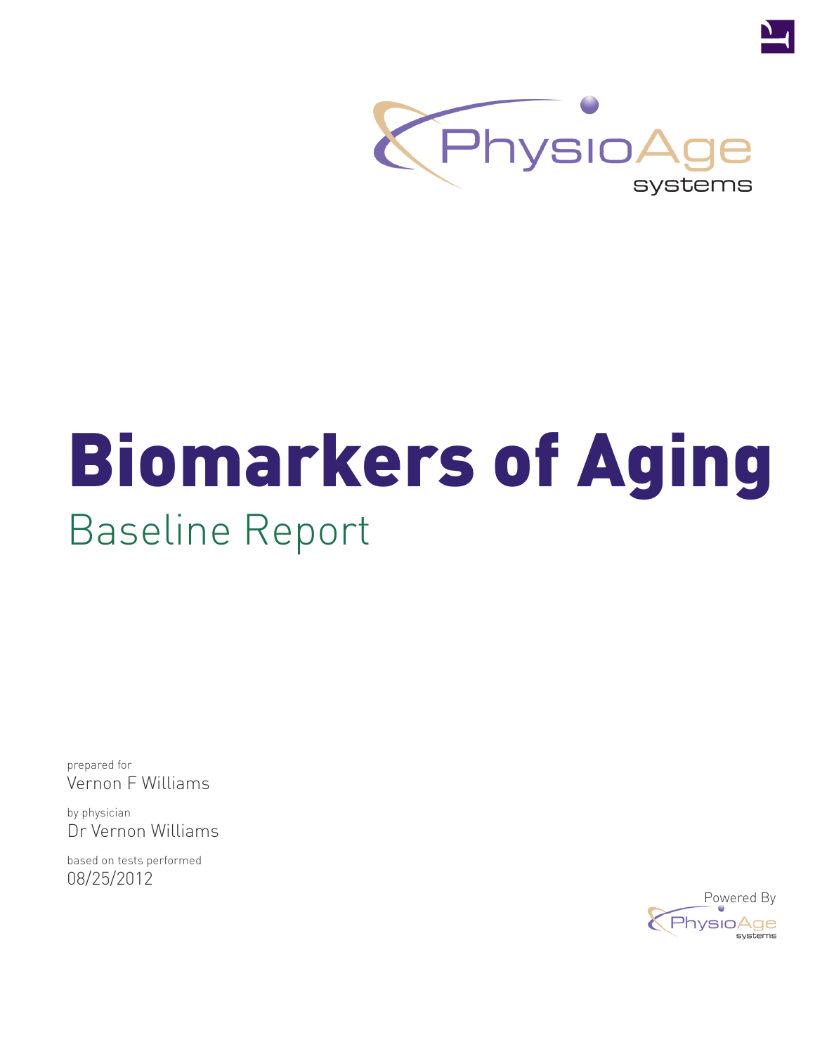PhysioAge systems

# Biomarkers of Aging

## Baseline Report

prepared for
Vernon F Williams

by physician
Dr Vernon Williams

based on tests performed
08/25/2012

Powered By PhysioAge systems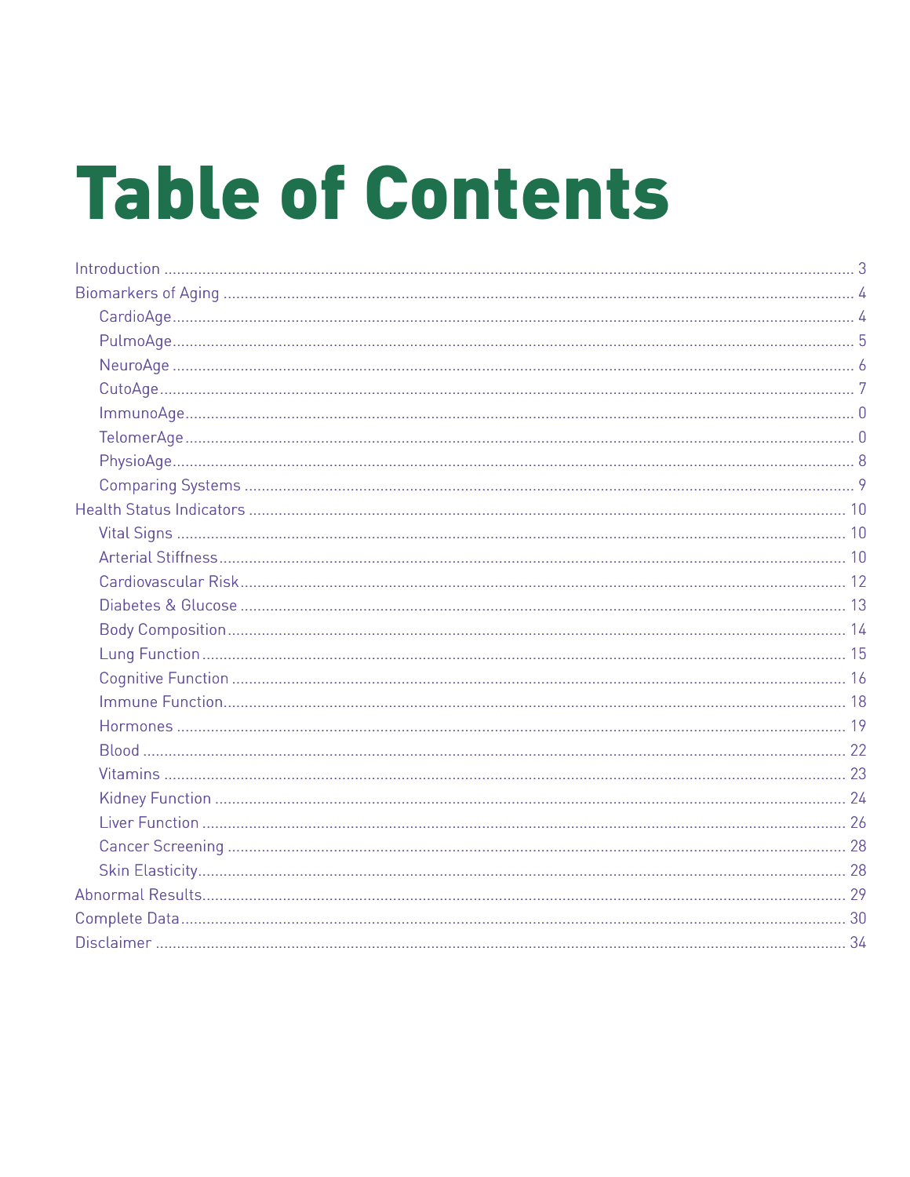# Table of Contents

- Introduction ..... 3
- Biomarkers of Aging ..... 4
  - CardioAge ..... 4
  - PulmoAge ..... 5
  - NeuroAge ..... 6
  - CutoAge ..... 7
  - ImmunoAge ..... 0
  - TelomerAge ..... 0
  - PhysioAge ..... 8
  - Comparing Systems ..... 9
- Health Status Indicators ..... 10
  - Vital Signs ..... 10
  - Arterial Stiffness ..... 10
  - Cardiovascular Risk ..... 12
  - Diabetes & Glucose ..... 13
  - Body Composition ..... 14
  - Lung Function ..... 15
  - Cognitive Function ..... 16
  - Immune Function ..... 18
  - Hormones ..... 19
  - Blood ..... 22
  - Vitamins ..... 23
  - Kidney Function ..... 24
  - Liver Function ..... 26
  - Cancer Screening ..... 28
  - Skin Elasticity ..... 28
- Abnormal Results ..... 29
- Complete Data ..... 30
- Disclaimer ..... 34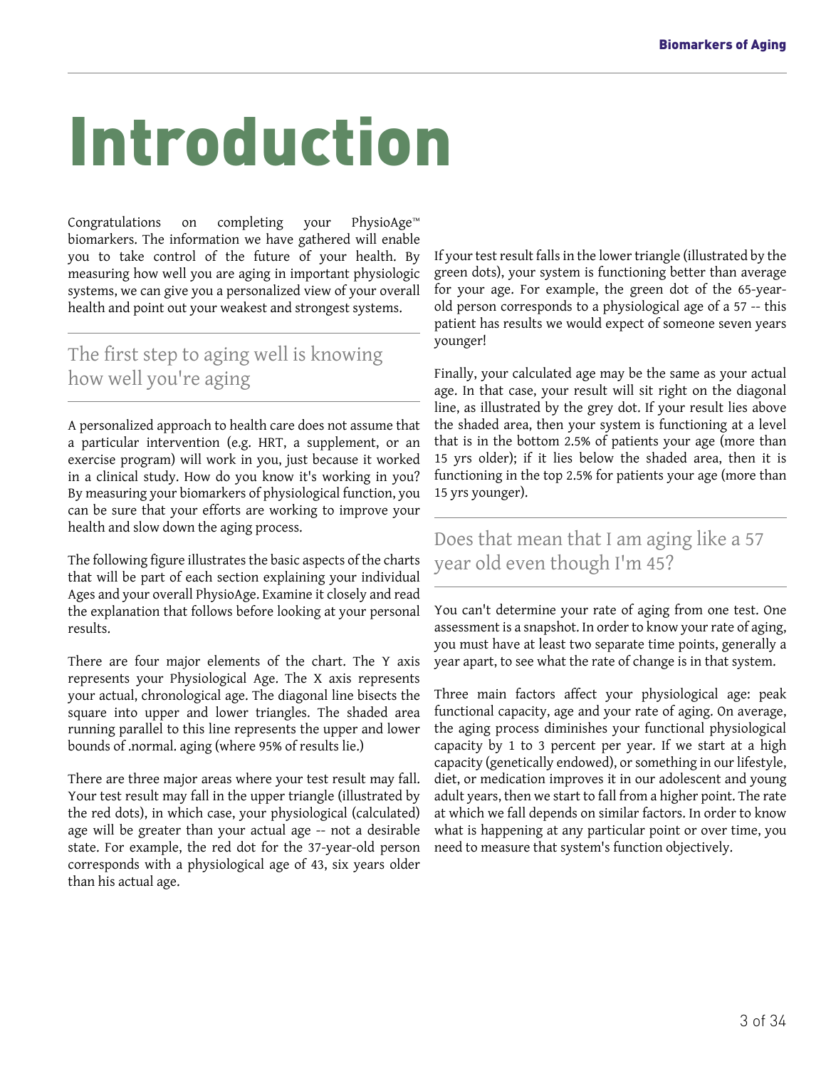# Introduction

Congratulations on completing your PhysioAge™ biomarkers. The information we have gathered will enable you to take control of the future of your health. By measuring how well you are aging in important physiologic systems, we can give you a personalized view of your overall health and point out your weakest and strongest systems.

## The first step to aging well is knowing how well you're aging

A personalized approach to health care does not assume that a particular intervention (e.g. HRT, a supplement, or an exercise program) will work in you, just because it worked in a clinical study. How do you know it's working in you? By measuring your biomarkers of physiological function, you can be sure that your efforts are working to improve your health and slow down the aging process.

The following figure illustrates the basic aspects of the charts that will be part of each section explaining your individual Ages and your overall PhysioAge. Examine it closely and read the explanation that follows before looking at your personal results.

There are four major elements of the chart. The Y axis represents your Physiological Age. The X axis represents your actual, chronological age. The diagonal line bisects the square into upper and lower triangles. The shaded area running parallel to this line represents the upper and lower bounds of .normal. aging (where 95% of results lie.)

There are three major areas where your test result may fall. Your test result may fall in the upper triangle (illustrated by the red dots), in which case, your physiological (calculated) age will be greater than your actual age -- not a desirable state. For example, the red dot for the 37-year-old person corresponds with a physiological age of 43, six years older than his actual age.

If your test result falls in the lower triangle (illustrated by the green dots), your system is functioning better than average for your age. For example, the green dot of the 65-year-old person corresponds to a physiological age of a 57 -- this patient has results we would expect of someone seven years younger!

Finally, your calculated age may be the same as your actual age. In that case, your result will sit right on the diagonal line, as illustrated by the grey dot. If your result lies above the shaded area, then your system is functioning at a level that is in the bottom 2.5% of patients your age (more than 15 yrs older); if it lies below the shaded area, then it is functioning in the top 2.5% for patients your age (more than 15 yrs younger).

## Does that mean that I am aging like a 57 year old even though I'm 45?

You can't determine your rate of aging from one test. One assessment is a snapshot. In order to know your rate of aging, you must have at least two separate time points, generally a year apart, to see what the rate of change is in that system.

Three main factors affect your physiological age: peak functional capacity, age and your rate of aging. On average, the aging process diminishes your functional physiological capacity by 1 to 3 percent per year. If we start at a high capacity (genetically endowed), or something in our lifestyle, diet, or medication improves it in our adolescent and young adult years, then we start to fall from a higher point. The rate at which we fall depends on similar factors. In order to know what is happening at any particular point or over time, you need to measure that system's function objectively.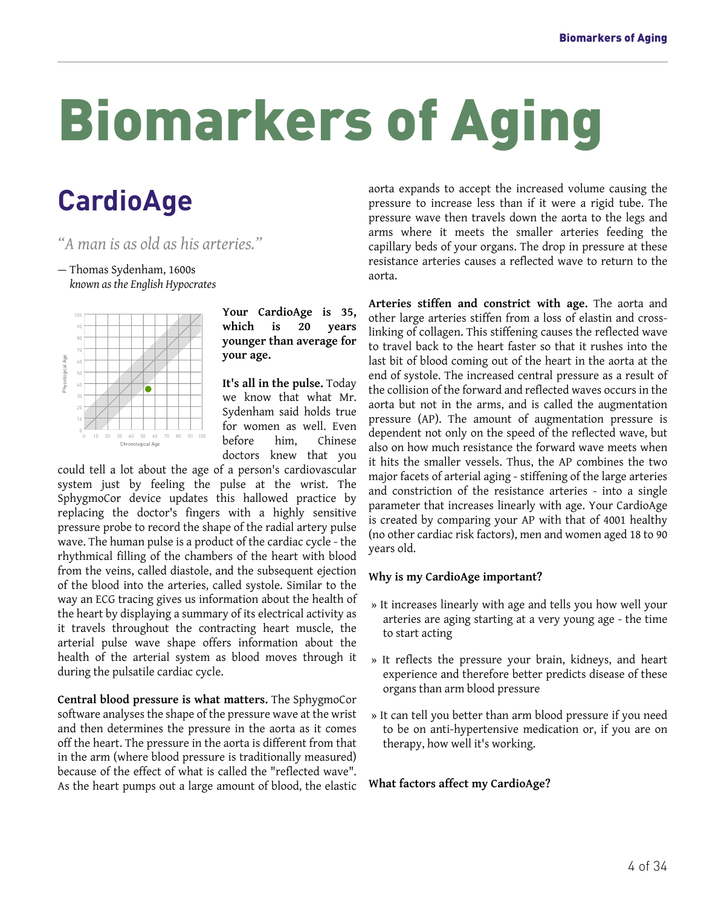# Biomarkers of Aging

## CardioAge

*"A man is as old as his arteries."*

— Thomas Sydenham, 1600s
*known as the English Hypocrates*

**Your CardioAge is 35, which is 20 years younger than average for your age.**

**It's all in the pulse.** Today we know that what Mr. Sydenham said holds true for women as well. Even before him, Chinese doctors knew that you could tell a lot about the age of a person's cardiovascular system just by feeling the pulse at the wrist. The SphygmoCor device updates this hallowed practice by replacing the doctor's fingers with a highly sensitive pressure probe to record the shape of the radial artery pulse wave. The human pulse is a product of the cardiac cycle - the rhythmical filling of the chambers of the heart with blood from the veins, called diastole, and the subsequent ejection of the blood into the arteries, called systole. Similar to the way an ECG tracing gives us information about the health of the heart by displaying a summary of its electrical activity as it travels throughout the contracting heart muscle, the arterial pulse wave shape offers information about the health of the arterial system as blood moves through it during the pulsatile cardiac cycle.

**Central blood pressure is what matters.** The SphygmoCor software analyses the shape of the pressure wave at the wrist and then determines the pressure in the aorta as it comes off the heart. The pressure in the aorta is different from that in the arm (where blood pressure is traditionally measured) because of the effect of what is called the "reflected wave". As the heart pumps out a large amount of blood, the elastic aorta expands to accept the increased volume causing the pressure to increase less than if it were a rigid tube. The pressure wave then travels down the aorta to the legs and arms where it meets the smaller arteries feeding the capillary beds of your organs. The drop in pressure at these resistance arteries causes a reflected wave to return to the aorta.

**Arteries stiffen and constrict with age.** The aorta and other large arteries stiffen from a loss of elastin and cross-linking of collagen. This stiffening causes the reflected wave to travel back to the heart faster so that it rushes into the last bit of blood coming out of the heart in the aorta at the end of systole. The increased central pressure as a result of the collision of the forward and reflected waves occurs in the aorta but not in the arms, and is called the augmentation pressure (AP). The amount of augmentation pressure is dependent not only on the speed of the reflected wave, but also on how much resistance the forward wave meets when it hits the smaller vessels. Thus, the AP combines the two major facets of arterial aging - stiffening of the large arteries and constriction of the resistance arteries - into a single parameter that increases linearly with age. Your CardioAge is created by comparing your AP with that of 4001 healthy (no other cardiac risk factors), men and women aged 18 to 90 years old.

**Why is my CardioAge important?**

- It increases linearly with age and tells you how well your arteries are aging starting at a very young age - the time to start acting
- It reflects the pressure your brain, kidneys, and heart experience and therefore better predicts disease of these organs than arm blood pressure
- It can tell you better than arm blood pressure if you need to be on anti-hypertensive medication or, if you are on therapy, how well it's working.

**What factors affect my CardioAge?**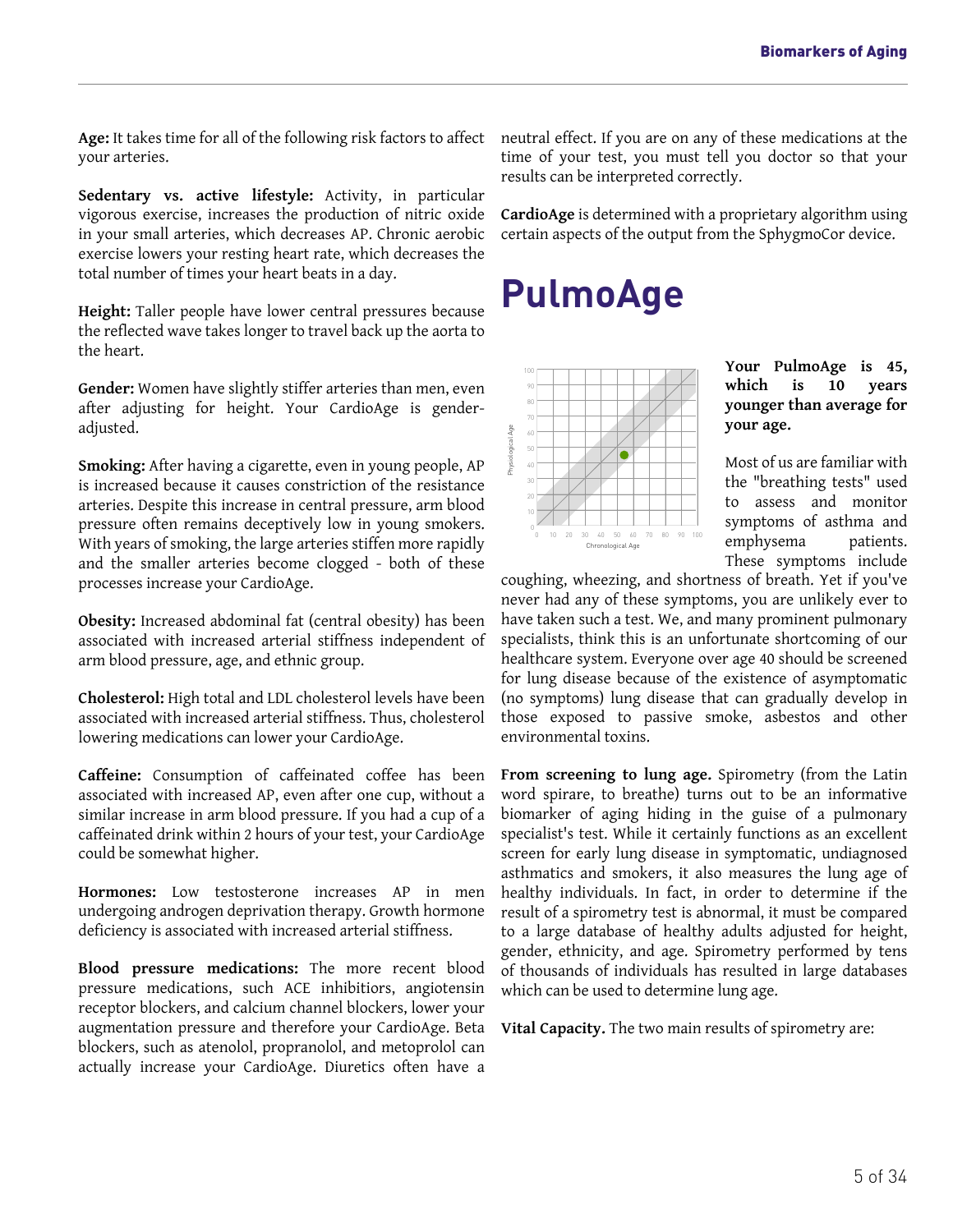**Age:** It takes time for all of the following risk factors to affect your arteries.

**Sedentary vs. active lifestyle:** Activity, in particular vigorous exercise, increases the production of nitric oxide in your small arteries, which decreases AP. Chronic aerobic exercise lowers your resting heart rate, which decreases the total number of times your heart beats in a day.

**Height:** Taller people have lower central pressures because the reflected wave takes longer to travel back up the aorta to the heart.

**Gender:** Women have slightly stiffer arteries than men, even after adjusting for height. Your CardioAge is gender-adjusted.

**Smoking:** After having a cigarette, even in young people, AP is increased because it causes constriction of the resistance arteries. Despite this increase in central pressure, arm blood pressure often remains deceptively low in young smokers. With years of smoking, the large arteries stiffen more rapidly and the smaller arteries become clogged - both of these processes increase your CardioAge.

**Obesity:** Increased abdominal fat (central obesity) has been associated with increased arterial stiffness independent of arm blood pressure, age, and ethnic group.

**Cholesterol:** High total and LDL cholesterol levels have been associated with increased arterial stiffness. Thus, cholesterol lowering medications can lower your CardioAge.

**Caffeine:** Consumption of caffeinated coffee has been associated with increased AP, even after one cup, without a similar increase in arm blood pressure. If you had a cup of a caffeinated drink within 2 hours of your test, your CardioAge could be somewhat higher.

**Hormones:** Low testosterone increases AP in men undergoing androgen deprivation therapy. Growth hormone deficiency is associated with increased arterial stiffness.

**Blood pressure medications:** The more recent blood pressure medications, such ACE inhibitors, angiotensin receptor blockers, and calcium channel blockers, lower your augmentation pressure and therefore your CardioAge. Beta blockers, such as atenolol, propranolol, and metoprolol can actually increase your CardioAge. Diuretics often have a neutral effect. If you are on any of these medications at the time of your test, you must tell you doctor so that your results can be interpreted correctly.

**CardioAge** is determined with a proprietary algorithm using certain aspects of the output from the SphygmoCor device.

# PulmoAge

**Your PulmoAge is 45, which is 10 years younger than average for your age.**

Most of us are familiar with the "breathing tests" used to assess and monitor symptoms of asthma and emphysema patients. These symptoms include coughing, wheezing, and shortness of breath. Yet if you've never had any of these symptoms, you are unlikely ever to have taken such a test. We, and many prominent pulmonary specialists, think this is an unfortunate shortcoming of our healthcare system. Everyone over age 40 should be screened for lung disease because of the existence of asymptomatic (no symptoms) lung disease that can gradually develop in those exposed to passive smoke, asbestos and other environmental toxins.

**From screening to lung age.** Spirometry (from the Latin word spirare, to breathe) turns out to be an informative biomarker of aging hiding in the guise of a pulmonary specialist's test. While it certainly functions as an excellent screen for early lung disease in symptomatic, undiagnosed asthmatics and smokers, it also measures the lung age of healthy individuals. In fact, in order to determine if the result of a spirometry test is abnormal, it must be compared to a large database of healthy adults adjusted for height, gender, ethnicity, and age. Spirometry performed by tens of thousands of individuals has resulted in large databases which can be used to determine lung age.

**Vital Capacity.** The two main results of spirometry are: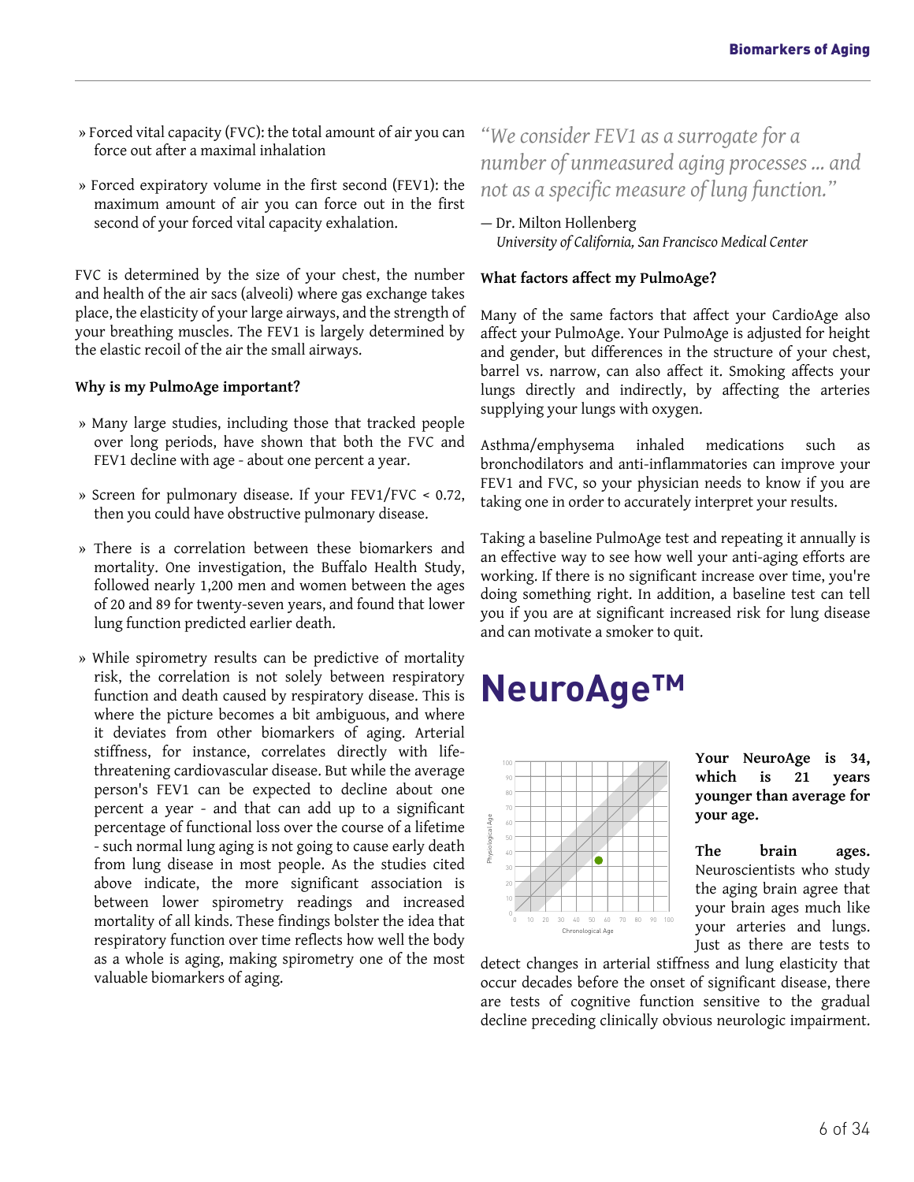- Forced vital capacity (FVC): the total amount of air you can force out after a maximal inhalation
- Forced expiratory volume in the first second (FEV1): the maximum amount of air you can force out in the first second of your forced vital capacity exhalation.

FVC is determined by the size of your chest, the number and health of the air sacs (alveoli) where gas exchange takes place, the elasticity of your large airways, and the strength of your breathing muscles. The FEV1 is largely determined by the elastic recoil of the air the small airways.

**Why is my PulmoAge important?**

- Many large studies, including those that tracked people over long periods, have shown that both the FVC and FEV1 decline with age - about one percent a year.
- Screen for pulmonary disease. If your FEV1/FVC < 0.72, then you could have obstructive pulmonary disease.
- There is a correlation between these biomarkers and mortality. One investigation, the Buffalo Health Study, followed nearly 1,200 men and women between the ages of 20 and 89 for twenty-seven years, and found that lower lung function predicted earlier death.
- While spirometry results can be predictive of mortality risk, the correlation is not solely between respiratory function and death caused by respiratory disease. This is where the picture becomes a bit ambiguous, and where it deviates from other biomarkers of aging. Arterial stiffness, for instance, correlates directly with life-threatening cardiovascular disease. But while the average person's FEV1 can be expected to decline about one percent a year - and that can add up to a significant percentage of functional loss over the course of a lifetime - such normal lung aging is not going to cause early death from lung disease in most people. As the studies cited above indicate, the more significant association is between lower spirometry readings and increased mortality of all kinds. These findings bolster the idea that respiratory function over time reflects how well the body as a whole is aging, making spirometry one of the most valuable biomarkers of aging.

> *"We consider FEV1 as a surrogate for a number of unmeasured aging processes ... and not as a specific measure of lung function."*
>
> — Dr. Milton Hollenberg
> *University of California, San Francisco Medical Center*

**What factors affect my PulmoAge?**

Many of the same factors that affect your CardioAge also affect your PulmoAge. Your PulmoAge is adjusted for height and gender, but differences in the structure of your chest, barrel vs. narrow, can also affect it. Smoking affects your lungs directly and indirectly, by affecting the arteries supplying your lungs with oxygen.

Asthma/emphysema inhaled medications such as bronchodilators and anti-inflammatories can improve your FEV1 and FVC, so your physician needs to know if you are taking one in order to accurately interpret your results.

Taking a baseline PulmoAge test and repeating it annually is an effective way to see how well your anti-aging efforts are working. If there is no significant increase over time, you're doing something right. In addition, a baseline test can tell you if you are at significant increased risk for lung disease and can motivate a smoker to quit.

# NeuroAge™

**Your NeuroAge is 34, which is 21 years younger than average for your age.**

**The brain ages.** Neuroscientists who study the aging brain agree that your brain ages much like your arteries and lungs. Just as there are tests to detect changes in arterial stiffness and lung elasticity that occur decades before the onset of significant disease, there are tests of cognitive function sensitive to the gradual decline preceding clinically obvious neurologic impairment.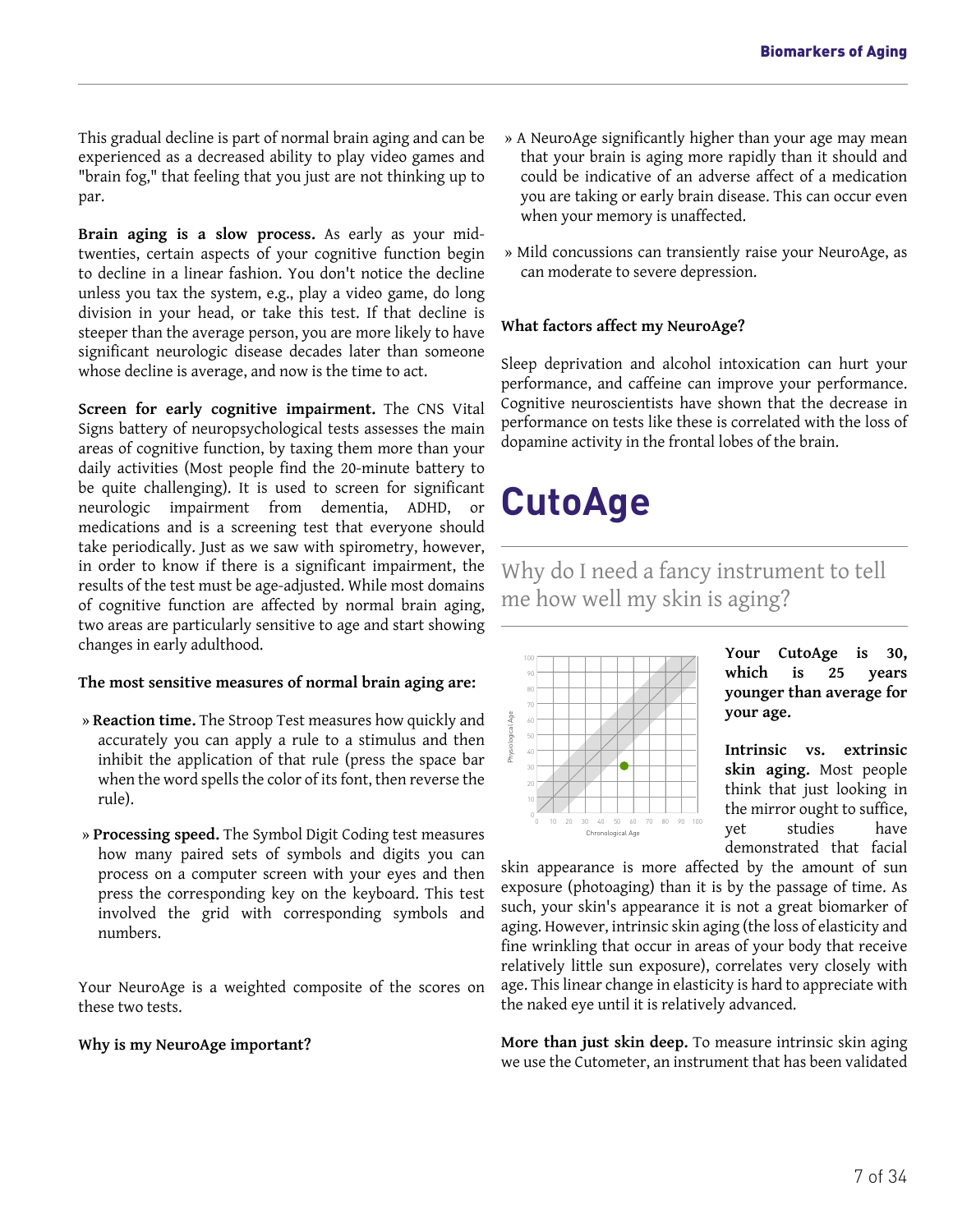This gradual decline is part of normal brain aging and can be experienced as a decreased ability to play video games and "brain fog," that feeling that you just are not thinking up to par.

**Brain aging is a slow process.** As early as your mid-twenties, certain aspects of your cognitive function begin to decline in a linear fashion. You don't notice the decline unless you tax the system, e.g., play a video game, do long division in your head, or take this test. If that decline is steeper than the average person, you are more likely to have significant neurologic disease decades later than someone whose decline is average, and now is the time to act.

**Screen for early cognitive impairment.** The CNS Vital Signs battery of neuropsychological tests assesses the main areas of cognitive function, by taxing them more than your daily activities (Most people find the 20-minute battery to be quite challenging). It is used to screen for significant neurologic impairment from dementia, ADHD, or medications and is a screening test that everyone should take periodically. Just as we saw with spirometry, however, in order to know if there is a significant impairment, the results of the test must be age-adjusted. While most domains of cognitive function are affected by normal brain aging, two areas are particularly sensitive to age and start showing changes in early adulthood.

**The most sensitive measures of normal brain aging are:**

- **Reaction time.** The Stroop Test measures how quickly and accurately you can apply a rule to a stimulus and then inhibit the application of that rule (press the space bar when the word spells the color of its font, then reverse the rule).
- **Processing speed.** The Symbol Digit Coding test measures how many paired sets of symbols and digits you can process on a computer screen with your eyes and then press the corresponding key on the keyboard. This test involved the grid with corresponding symbols and numbers.

Your NeuroAge is a weighted composite of the scores on these two tests.

**Why is my NeuroAge important?**

- A NeuroAge significantly higher than your age may mean that your brain is aging more rapidly than it should and could be indicative of an adverse affect of a medication you are taking or early brain disease. This can occur even when your memory is unaffected.
- Mild concussions can transiently raise your NeuroAge, as can moderate to severe depression.

**What factors affect my NeuroAge?**

Sleep deprivation and alcohol intoxication can hurt your performance, and caffeine can improve your performance. Cognitive neuroscientists have shown that the decrease in performance on tests like these is correlated with the loss of dopamine activity in the frontal lobes of the brain.

# CutoAge

## Why do I need a fancy instrument to tell me how well my skin is aging?

**Your CutoAge is 30, which is 25 years younger than average for your age.**

**Intrinsic vs. extrinsic skin aging.** Most people think that just looking in the mirror ought to suffice, yet studies have demonstrated that facial skin appearance is more affected by the amount of sun exposure (photoaging) than it is by the passage of time. As such, your skin's appearance it is not a great biomarker of aging. However, intrinsic skin aging (the loss of elasticity and fine wrinkling that occur in areas of your body that receive relatively little sun exposure), correlates very closely with age. This linear change in elasticity is hard to appreciate with the naked eye until it is relatively advanced.

**More than just skin deep.** To measure intrinsic skin aging we use the Cutometer, an instrument that has been validated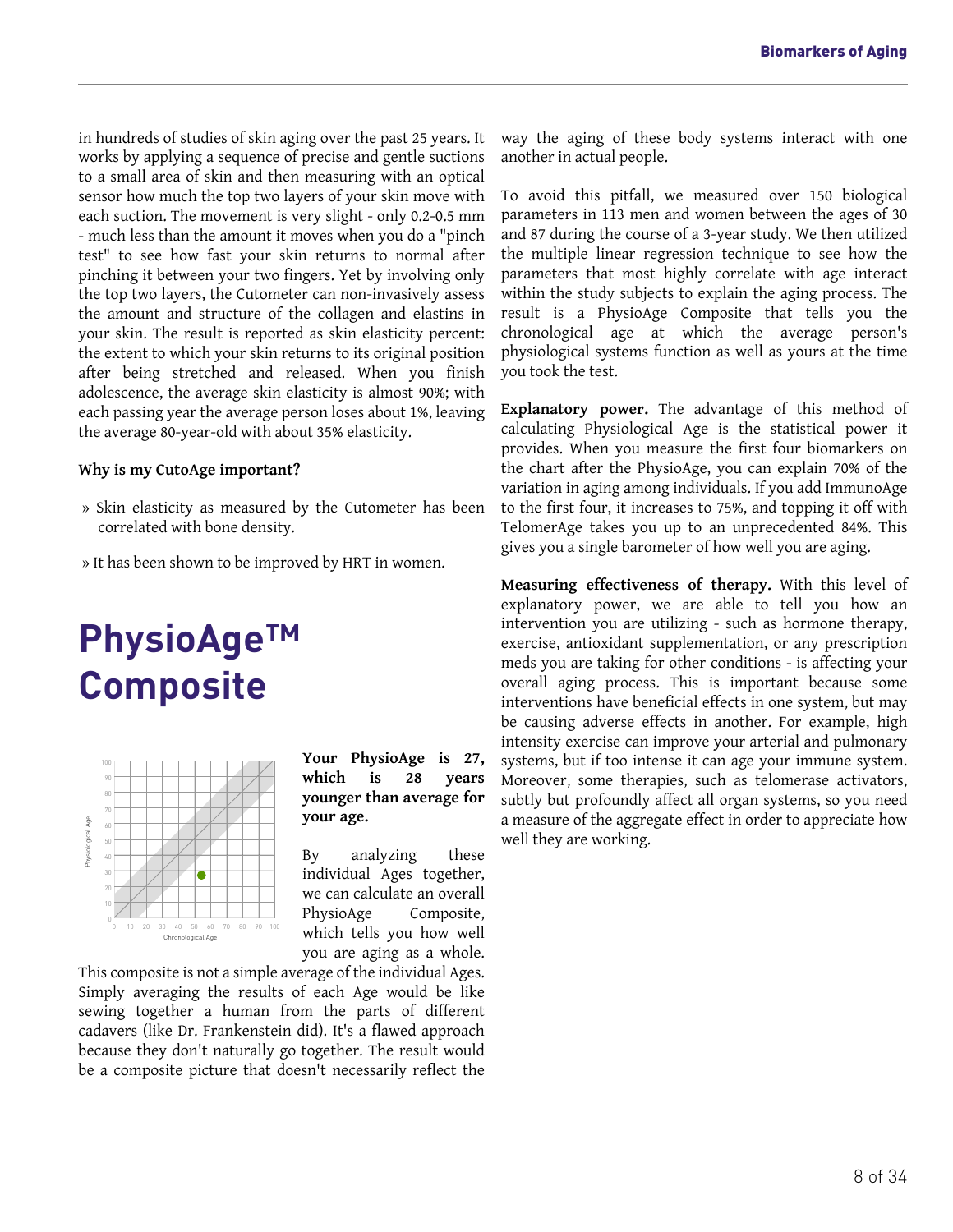in hundreds of studies of skin aging over the past 25 years. It works by applying a sequence of precise and gentle suctions to a small area of skin and then measuring with an optical sensor how much the top two layers of your skin move with each suction. The movement is very slight - only 0.2-0.5 mm - much less than the amount it moves when you do a "pinch test" to see how fast your skin returns to normal after pinching it between your two fingers. Yet by involving only the top two layers, the Cutometer can non-invasively assess the amount and structure of the collagen and elastins in your skin. The result is reported as skin elasticity percent: the extent to which your skin returns to its original position after being stretched and released. When you finish adolescence, the average skin elasticity is almost 90%; with each passing year the average person loses about 1%, leaving the average 80-year-old with about 35% elasticity.

**Why is my CutoAge important?**

» Skin elasticity as measured by the Cutometer has been correlated with bone density.

» It has been shown to be improved by HRT in women.

# PhysioAge™ Composite

**Your PhysioAge is 27, which is 28 years younger than average for your age.**

By analyzing these individual Ages together, we can calculate an overall PhysioAge Composite, which tells you how well you are aging as a whole. This composite is not a simple average of the individual Ages. Simply averaging the results of each Age would be like sewing together a human from the parts of different cadavers (like Dr. Frankenstein did). It's a flawed approach because they don't naturally go together. The result would be a composite picture that doesn't necessarily reflect the way the aging of these body systems interact with one another in actual people.

To avoid this pitfall, we measured over 150 biological parameters in 113 men and women between the ages of 30 and 87 during the course of a 3-year study. We then utilized the multiple linear regression technique to see how the parameters that most highly correlate with age interact within the study subjects to explain the aging process. The result is a PhysioAge Composite that tells you the chronological age at which the average person's physiological systems function as well as yours at the time you took the test.

**Explanatory power.** The advantage of this method of calculating Physiological Age is the statistical power it provides. When you measure the first four biomarkers on the chart after the PhysioAge, you can explain 70% of the variation in aging among individuals. If you add ImmunoAge to the first four, it increases to 75%, and topping it off with TelomerAge takes you up to an unprecedented 84%. This gives you a single barometer of how well you are aging.

**Measuring effectiveness of therapy.** With this level of explanatory power, we are able to tell you how an intervention you are utilizing - such as hormone therapy, exercise, antioxidant supplementation, or any prescription meds you are taking for other conditions - is affecting your overall aging process. This is important because some interventions have beneficial effects in one system, but may be causing adverse effects in another. For example, high intensity exercise can improve your arterial and pulmonary systems, but if too intense it can age your immune system. Moreover, some therapies, such as telomerase activators, subtly but profoundly affect all organ systems, so you need a measure of the aggregate effect in order to appreciate how well they are working.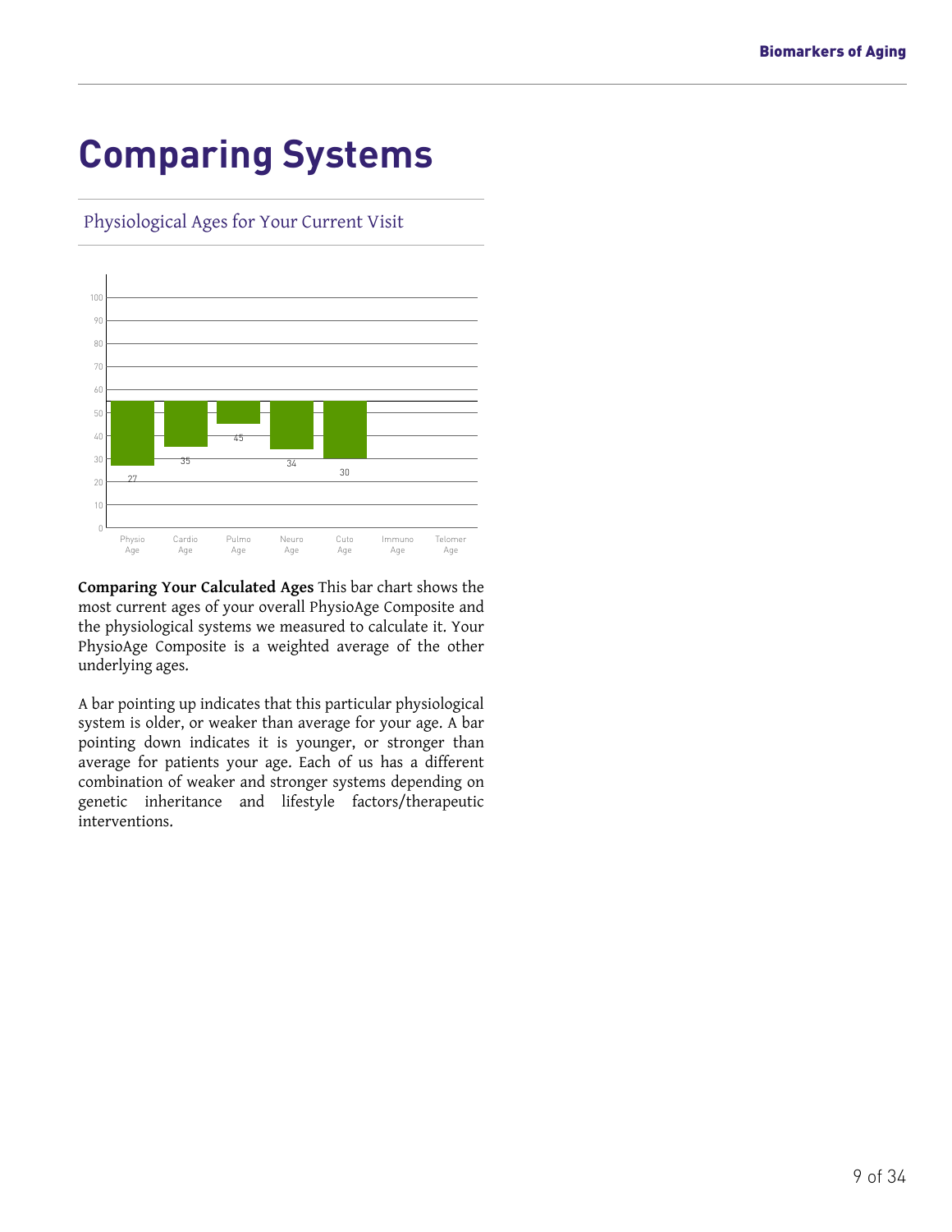# Comparing Systems

## Physiological Ages for Your Current Visit

| Physio Age | Cardio Age | Pulmo Age | Neuro Age | Cuto Age | Immuno Age | Telomer Age |
|---|---|---|---|---|---|---|
| 27 | 35 | 45 | 34 | 30 | | |

**Comparing Your Calculated Ages** This bar chart shows the most current ages of your overall PhysioAge Composite and the physiological systems we measured to calculate it. Your PhysioAge Composite is a weighted average of the other underlying ages.

A bar pointing up indicates that this particular physiological system is older, or weaker than average for your age. A bar pointing down indicates it is younger, or stronger than average for patients your age. Each of us has a different combination of weaker and stronger systems depending on genetic inheritance and lifestyle factors/therapeutic interventions.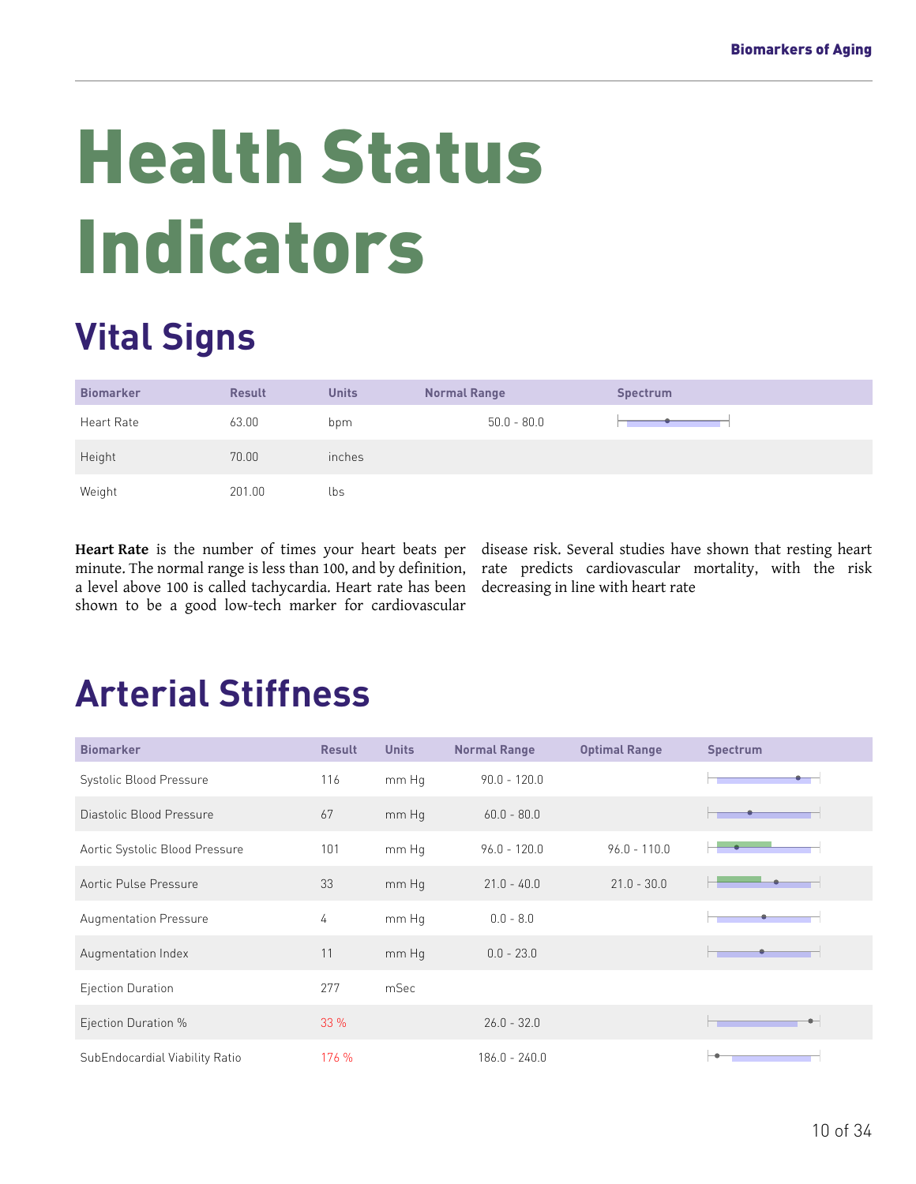# Health Status Indicators

## Vital Signs

| Biomarker | Result | Units | Normal Range | Spectrum |
|---|---|---|---|---|
| Heart Rate | 63.00 | bpm | 50.0 - 80.0 | |
| Height | 70.00 | inches | | |
| Weight | 201.00 | lbs | | |

**Heart Rate** is the number of times your heart beats per minute. The normal range is less than 100, and by definition, a level above 100 is called tachycardia. Heart rate has been shown to be a good low-tech marker for cardiovascular disease risk. Several studies have shown that resting heart rate predicts cardiovascular mortality, with the risk decreasing in line with heart rate

## Arterial Stiffness

| Biomarker | Result | Units | Normal Range | Optimal Range | Spectrum |
|---|---|---|---|---|---|
| Systolic Blood Pressure | 116 | mm Hg | 90.0 - 120.0 | | |
| Diastolic Blood Pressure | 67 | mm Hg | 60.0 - 80.0 | | |
| Aortic Systolic Blood Pressure | 101 | mm Hg | 96.0 - 120.0 | 96.0 - 110.0 | |
| Aortic Pulse Pressure | 33 | mm Hg | 21.0 - 40.0 | 21.0 - 30.0 | |
| Augmentation Pressure | 4 | mm Hg | 0.0 - 8.0 | | |
| Augmentation Index | 11 | mm Hg | 0.0 - 23.0 | | |
| Ejection Duration | 277 | mSec | | | |
| Ejection Duration % | 33 % | | 26.0 - 32.0 | | |
| SubEndocardial Viability Ratio | 176 % | | 186.0 - 240.0 | | |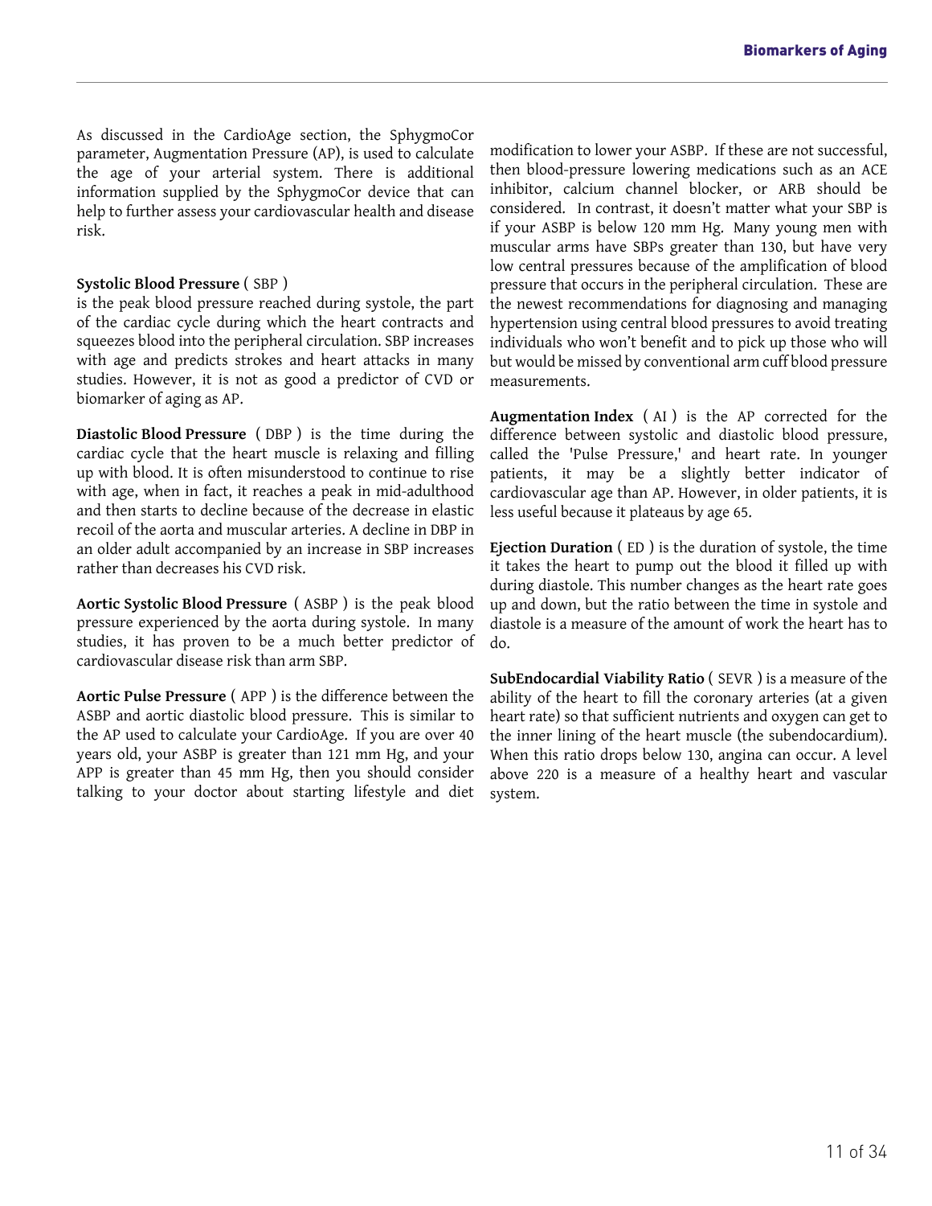As discussed in the CardioAge section, the SphygmoCor parameter, Augmentation Pressure (AP), is used to calculate the age of your arterial system. There is additional information supplied by the SphygmoCor device that can help to further assess your cardiovascular health and disease risk.

**Systolic Blood Pressure** ( SBP ) is the peak blood pressure reached during systole, the part of the cardiac cycle during which the heart contracts and squeezes blood into the peripheral circulation. SBP increases with age and predicts strokes and heart attacks in many studies. However, it is not as good a predictor of CVD or biomarker of aging as AP.

**Diastolic Blood Pressure** ( DBP ) is the time during the cardiac cycle that the heart muscle is relaxing and filling up with blood. It is often misunderstood to continue to rise with age, when in fact, it reaches a peak in mid-adulthood and then starts to decline because of the decrease in elastic recoil of the aorta and muscular arteries. A decline in DBP in an older adult accompanied by an increase in SBP increases rather than decreases his CVD risk.

**Aortic Systolic Blood Pressure** ( ASBP ) is the peak blood pressure experienced by the aorta during systole. In many studies, it has proven to be a much better predictor of cardiovascular disease risk than arm SBP.

**Aortic Pulse Pressure** ( APP ) is the difference between the ASBP and aortic diastolic blood pressure. This is similar to the AP used to calculate your CardioAge. If you are over 40 years old, your ASBP is greater than 121 mm Hg, and your APP is greater than 45 mm Hg, then you should consider talking to your doctor about starting lifestyle and diet modification to lower your ASBP. If these are not successful, then blood-pressure lowering medications such as an ACE inhibitor, calcium channel blocker, or ARB should be considered. In contrast, it doesn't matter what your SBP is if your ASBP is below 120 mm Hg. Many young men with muscular arms have SBPs greater than 130, but have very low central pressures because of the amplification of blood pressure that occurs in the peripheral circulation. These are the newest recommendations for diagnosing and managing hypertension using central blood pressures to avoid treating individuals who won't benefit and to pick up those who will but would be missed by conventional arm cuff blood pressure measurements.

**Augmentation Index** ( AI ) is the AP corrected for the difference between systolic and diastolic blood pressure, called the 'Pulse Pressure,' and heart rate. In younger patients, it may be a slightly better indicator of cardiovascular age than AP. However, in older patients, it is less useful because it plateaus by age 65.

**Ejection Duration** ( ED ) is the duration of systole, the time it takes the heart to pump out the blood it filled up with during diastole. This number changes as the heart rate goes up and down, but the ratio between the time in systole and diastole is a measure of the amount of work the heart has to do.

**SubEndocardial Viability Ratio** ( SEVR ) is a measure of the ability of the heart to fill the coronary arteries (at a given heart rate) so that sufficient nutrients and oxygen can get to the inner lining of the heart muscle (the subendocardium). When this ratio drops below 130, angina can occur. A level above 220 is a measure of a healthy heart and vascular system.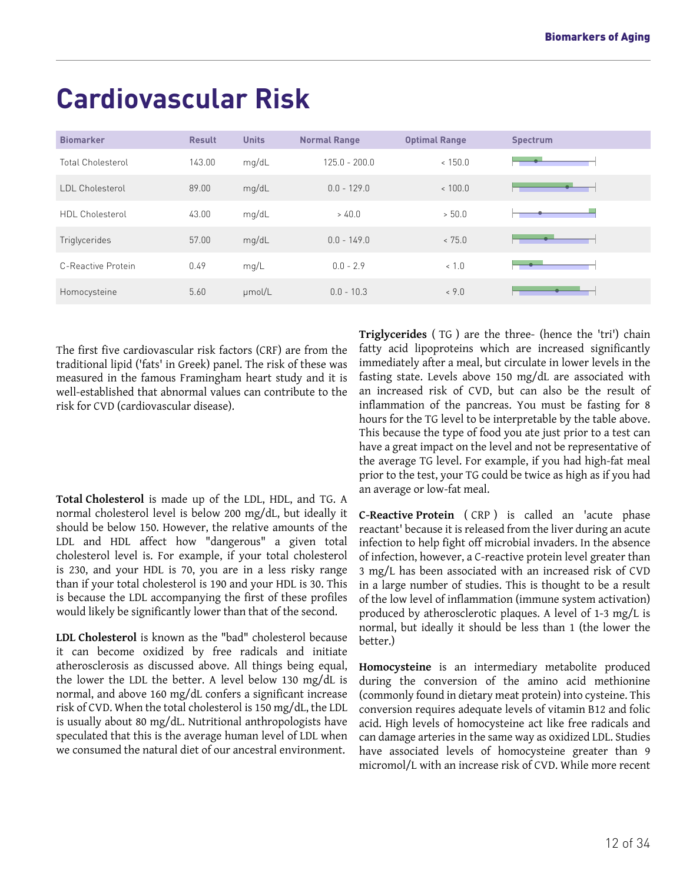# Cardiovascular Risk

| Biomarker | Result | Units | Normal Range | Optimal Range | Spectrum |
|---|---|---|---|---|---|
| Total Cholesterol | 143.00 | mg/dL | 125.0 - 200.0 | < 150.0 | |
| LDL Cholesterol | 89.00 | mg/dL | 0.0 - 129.0 | < 100.0 | |
| HDL Cholesterol | 43.00 | mg/dL | > 40.0 | > 50.0 | |
| Triglycerides | 57.00 | mg/dL | 0.0 - 149.0 | < 75.0 | |
| C-Reactive Protein | 0.49 | mg/L | 0.0 - 2.9 | < 1.0 | |
| Homocysteine | 5.60 | µmol/L | 0.0 - 10.3 | < 9.0 | |

The first five cardiovascular risk factors (CRF) are from the traditional lipid ('fats' in Greek) panel. The risk of these was measured in the famous Framingham heart study and it is well-established that abnormal values can contribute to the risk for CVD (cardiovascular disease).

**Total Cholesterol** is made up of the LDL, HDL, and TG. A normal cholesterol level is below 200 mg/dL, but ideally it should be below 150. However, the relative amounts of the LDL and HDL affect how "dangerous" a given total cholesterol level is. For example, if your total cholesterol is 230, and your HDL is 70, you are in a less risky range than if your total cholesterol is 190 and your HDL is 30. This is because the LDL accompanying the first of these profiles would likely be significantly lower than that of the second.

**LDL Cholesterol** is known as the "bad" cholesterol because it can become oxidized by free radicals and initiate atherosclerosis as discussed above. All things being equal, the lower the LDL the better. A level below 130 mg/dL is normal, and above 160 mg/dL confers a significant increase risk of CVD. When the total cholesterol is 150 mg/dL, the LDL is usually about 80 mg/dL. Nutritional anthropologists have speculated that this is the average human level of LDL when we consumed the natural diet of our ancestral environment.

**Triglycerides** ( TG ) are the three- (hence the 'tri') chain fatty acid lipoproteins which are increased significantly immediately after a meal, but circulate in lower levels in the fasting state. Levels above 150 mg/dL are associated with an increased risk of CVD, but can also be the result of inflammation of the pancreas. You must be fasting for 8 hours for the TG level to be interpretable by the table above. This because the type of food you ate just prior to a test can have a great impact on the level and not be representative of the average TG level. For example, if you had high-fat meal prior to the test, your TG could be twice as high as if you had an average or low-fat meal.

**C-Reactive Protein** ( CRP ) is called an 'acute phase reactant' because it is released from the liver during an acute infection to help fight off microbial invaders. In the absence of infection, however, a C-reactive protein level greater than 3 mg/L has been associated with an increased risk of CVD in a large number of studies. This is thought to be a result of the low level of inflammation (immune system activation) produced by atherosclerotic plaques. A level of 1-3 mg/L is normal, but ideally it should be less than 1 (the lower the better.)

**Homocysteine** is an intermediary metabolite produced during the conversion of the amino acid methionine (commonly found in dietary meat protein) into cysteine. This conversion requires adequate levels of vitamin B12 and folic acid. High levels of homocysteine act like free radicals and can damage arteries in the same way as oxidized LDL. Studies have associated levels of homocysteine greater than 9 micromol/L with an increase risk of CVD. While more recent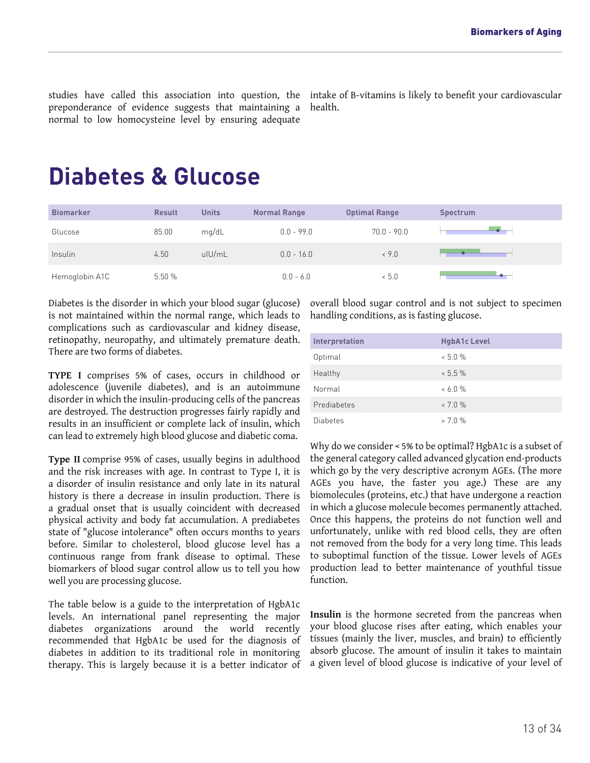studies have called this association into question, the preponderance of evidence suggests that maintaining a normal to low homocysteine level by ensuring adequate intake of B-vitamins is likely to benefit your cardiovascular health.

# Diabetes & Glucose

| Biomarker | Result | Units | Normal Range | Optimal Range | Spectrum |
|---|---|---|---|---|---|
| Glucose | 85.00 | mg/dL | 0.0 - 99.0 | 70.0 - 90.0 | |
| Insulin | 4.50 | uIU/mL | 0.0 - 16.0 | < 9.0 | |
| Hemoglobin A1C | 5.50 % | | 0.0 - 6.0 | < 5.0 | |

Diabetes is the disorder in which your blood sugar (glucose) is not maintained within the normal range, which leads to complications such as cardiovascular and kidney disease, retinopathy, neuropathy, and ultimately premature death. There are two forms of diabetes.

**TYPE I** comprises 5% of cases, occurs in childhood or adolescence (juvenile diabetes), and is an autoimmune disorder in which the insulin-producing cells of the pancreas are destroyed. The destruction progresses fairly rapidly and results in an insufficient or complete lack of insulin, which can lead to extremely high blood glucose and diabetic coma.

**Type II** comprise 95% of cases, usually begins in adulthood and the risk increases with age. In contrast to Type I, it is a disorder of insulin resistance and only late in its natural history is there a decrease in insulin production. There is a gradual onset that is usually coincident with decreased physical activity and body fat accumulation. A prediabetes state of "glucose intolerance" often occurs months to years before. Similar to cholesterol, blood glucose level has a continuous range from frank disease to optimal. These biomarkers of blood sugar control allow us to tell you how well you are processing glucose.

The table below is a guide to the interpretation of HgbA1c levels. An international panel representing the major diabetes organizations around the world recently recommended that HgbA1c be used for the diagnosis of diabetes in addition to its traditional role in monitoring therapy. This is largely because it is a better indicator of overall blood sugar control and is not subject to specimen handling conditions, as is fasting glucose.

| Interpretation | HgbA1c Level |
|---|---|
| Optimal | < 5.0 % |
| Healthy | < 5.5 % |
| Normal | < 6.0 % |
| Prediabetes | < 7.0 % |
| Diabetes | > 7.0 % |

Why do we consider < 5% to be optimal? HgbA1c is a subset of the general category called advanced glycation end-products which go by the very descriptive acronym AGEs. (The more AGEs you have, the faster you age.) These are any biomolecules (proteins, etc.) that have undergone a reaction in which a glucose molecule becomes permanently attached. Once this happens, the proteins do not function well and unfortunately, unlike with red blood cells, they are often not removed from the body for a very long time. This leads to suboptimal function of the tissue. Lower levels of AGEs production lead to better maintenance of youthful tissue function.

**Insulin** is the hormone secreted from the pancreas when your blood glucose rises after eating, which enables your tissues (mainly the liver, muscles, and brain) to efficiently absorb glucose. The amount of insulin it takes to maintain a given level of blood glucose is indicative of your level of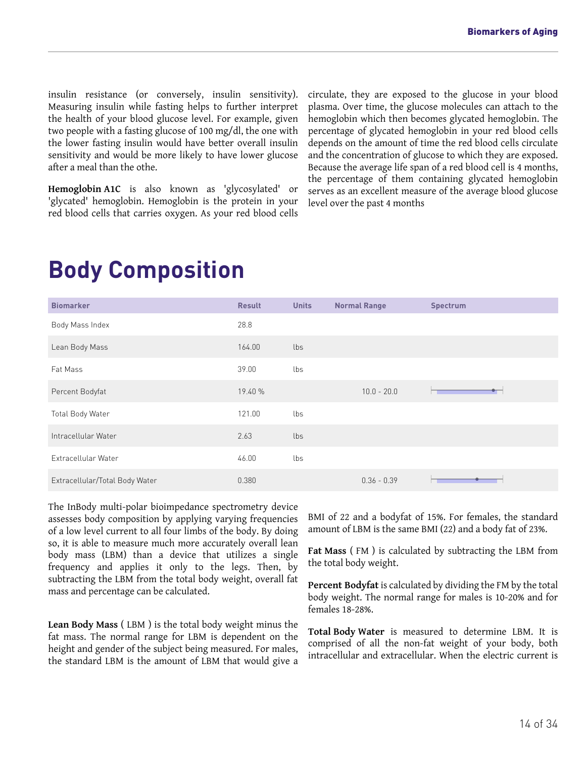insulin resistance (or conversely, insulin sensitivity). Measuring insulin while fasting helps to further interpret the health of your blood glucose level. For example, given two people with a fasting glucose of 100 mg/dl, the one with the lower fasting insulin would have better overall insulin sensitivity and would be more likely to have lower glucose after a meal than the othe.

**Hemoglobin A1C** is also known as 'glycosylated' or 'glycated' hemoglobin. Hemoglobin is the protein in your red blood cells that carries oxygen. As your red blood cells circulate, they are exposed to the glucose in your blood plasma. Over time, the glucose molecules can attach to the hemoglobin which then becomes glycated hemoglobin. The percentage of glycated hemoglobin in your red blood cells depends on the amount of time the red blood cells circulate and the concentration of glucose to which they are exposed. Because the average life span of a red blood cell is 4 months, the percentage of them containing glycated hemoglobin serves as an excellent measure of the average blood glucose level over the past 4 months

# Body Composition

| Biomarker | Result | Units | Normal Range | Spectrum |
|---|---|---|---|---|
| Body Mass Index | 28.8 | | | |
| Lean Body Mass | 164.00 | lbs | | |
| Fat Mass | 39.00 | lbs | | |
| Percent Bodyfat | 19.40 % | | 10.0 - 20.0 | |
| Total Body Water | 121.00 | lbs | | |
| Intracellular Water | 2.63 | lbs | | |
| Extracellular Water | 46.00 | lbs | | |
| Extracellular/Total Body Water | 0.380 | | 0.36 - 0.39 | |

The InBody multi-polar bioimpedance spectrometry device assesses body composition by applying varying frequencies of a low level current to all four limbs of the body. By doing so, it is able to measure much more accurately overall lean body mass (LBM) than a device that utilizes a single frequency and applies it only to the legs. Then, by subtracting the LBM from the total body weight, overall fat mass and percentage can be calculated.

**Lean Body Mass** ( LBM ) is the total body weight minus the fat mass. The normal range for LBM is dependent on the height and gender of the subject being measured. For males, the standard LBM is the amount of LBM that would give a BMI of 22 and a bodyfat of 15%. For females, the standard amount of LBM is the same BMI (22) and a body fat of 23%.

**Fat Mass** ( FM ) is calculated by subtracting the LBM from the total body weight.

**Percent Bodyfat** is calculated by dividing the FM by the total body weight. The normal range for males is 10-20% and for females 18-28%.

**Total Body Water** is measured to determine LBM. It is comprised of all the non-fat weight of your body, both intracellular and extracellular. When the electric current is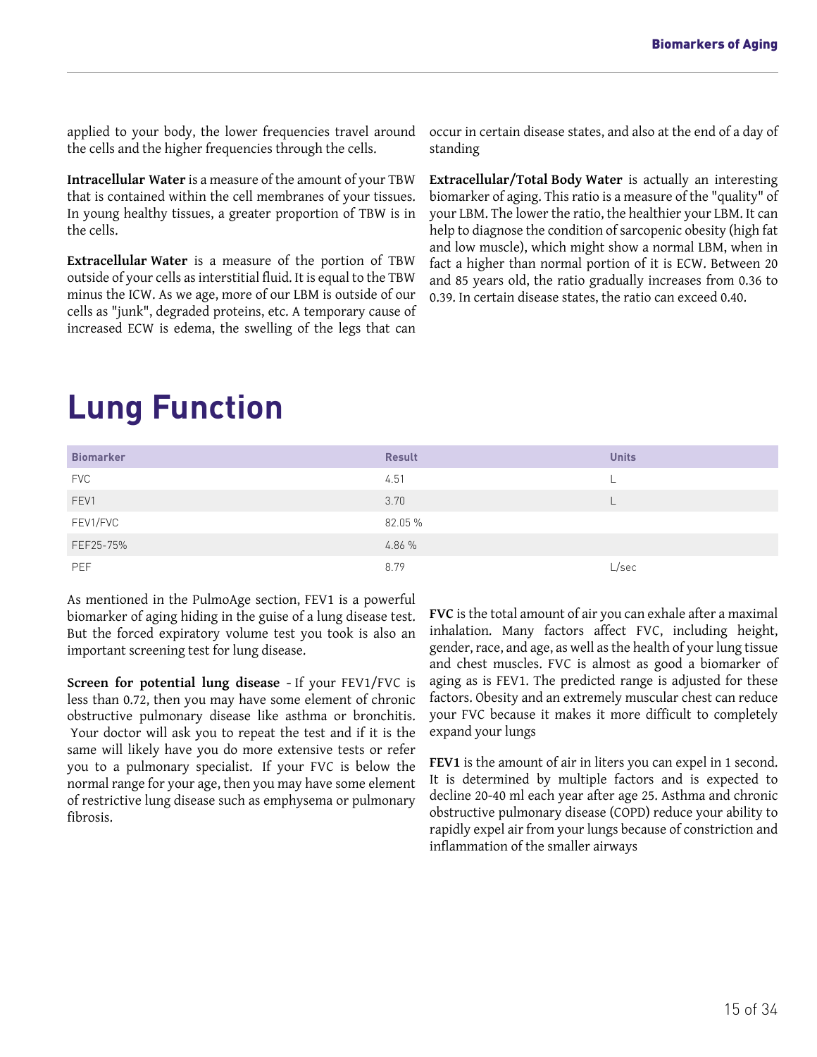applied to your body, the lower frequencies travel around the cells and the higher frequencies through the cells.

**Intracellular Water** is a measure of the amount of your TBW that is contained within the cell membranes of your tissues. In young healthy tissues, a greater proportion of TBW is in the cells.

**Extracellular Water** is a measure of the portion of TBW outside of your cells as interstitial fluid. It is equal to the TBW minus the ICW. As we age, more of our LBM is outside of our cells as "junk", degraded proteins, etc. A temporary cause of increased ECW is edema, the swelling of the legs that can occur in certain disease states, and also at the end of a day of standing

**Extracellular/Total Body Water** is actually an interesting biomarker of aging. This ratio is a measure of the "quality" of your LBM. The lower the ratio, the healthier your LBM. It can help to diagnose the condition of sarcopenic obesity (high fat and low muscle), which might show a normal LBM, when in fact a higher than normal portion of it is ECW. Between 20 and 85 years old, the ratio gradually increases from 0.36 to 0.39. In certain disease states, the ratio can exceed 0.40.

# Lung Function

| Biomarker | Result | Units |
|---|---|---|
| FVC | 4.51 | L |
| FEV1 | 3.70 | L |
| FEV1/FVC | 82.05 % | |
| FEF25-75% | 4.86 % | |
| PEF | 8.79 | L/sec |

As mentioned in the PulmoAge section, FEV1 is a powerful biomarker of aging hiding in the guise of a lung disease test. But the forced expiratory volume test you took is also an important screening test for lung disease.

**Screen for potential lung disease** - If your FEV1/FVC is less than 0.72, then you may have some element of chronic obstructive pulmonary disease like asthma or bronchitis. Your doctor will ask you to repeat the test and if it is the same will likely have you do more extensive tests or refer you to a pulmonary specialist. If your FVC is below the normal range for your age, then you may have some element of restrictive lung disease such as emphysema or pulmonary fibrosis.

**FVC** is the total amount of air you can exhale after a maximal inhalation. Many factors affect FVC, including height, gender, race, and age, as well as the health of your lung tissue and chest muscles. FVC is almost as good a biomarker of aging as is FEV1. The predicted range is adjusted for these factors. Obesity and an extremely muscular chest can reduce your FVC because it makes it more difficult to completely expand your lungs

**FEV1** is the amount of air in liters you can expel in 1 second. It is determined by multiple factors and is expected to decline 20-40 ml each year after age 25. Asthma and chronic obstructive pulmonary disease (COPD) reduce your ability to rapidly expel air from your lungs because of constriction and inflammation of the smaller airways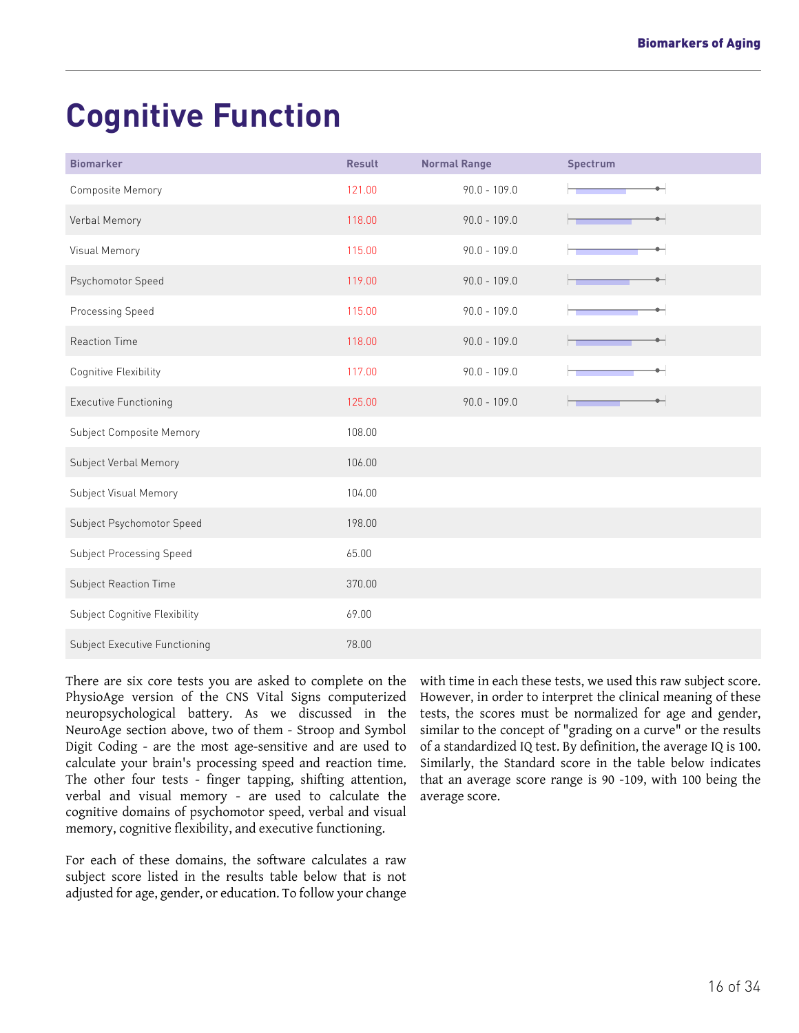# Cognitive Function

| Biomarker | Result | Normal Range | Spectrum |
|---|---|---|---|
| Composite Memory | 121.00 | 90.0 - 109.0 | |
| Verbal Memory | 118.00 | 90.0 - 109.0 | |
| Visual Memory | 115.00 | 90.0 - 109.0 | |
| Psychomotor Speed | 119.00 | 90.0 - 109.0 | |
| Processing Speed | 115.00 | 90.0 - 109.0 | |
| Reaction Time | 118.00 | 90.0 - 109.0 | |
| Cognitive Flexibility | 117.00 | 90.0 - 109.0 | |
| Executive Functioning | 125.00 | 90.0 - 109.0 | |
| Subject Composite Memory | 108.00 | | |
| Subject Verbal Memory | 106.00 | | |
| Subject Visual Memory | 104.00 | | |
| Subject Psychomotor Speed | 198.00 | | |
| Subject Processing Speed | 65.00 | | |
| Subject Reaction Time | 370.00 | | |
| Subject Cognitive Flexibility | 69.00 | | |
| Subject Executive Functioning | 78.00 | | |

There are six core tests you are asked to complete on the PhysioAge version of the CNS Vital Signs computerized neuropsychological battery. As we discussed in the NeuroAge section above, two of them - Stroop and Symbol Digit Coding - are the most age-sensitive and are used to calculate your brain's processing speed and reaction time. The other four tests - finger tapping, shifting attention, verbal and visual memory - are used to calculate the cognitive domains of psychomotor speed, verbal and visual memory, cognitive flexibility, and executive functioning.

For each of these domains, the software calculates a raw subject score listed in the results table below that is not adjusted for age, gender, or education. To follow your change with time in each these tests, we used this raw subject score. However, in order to interpret the clinical meaning of these tests, the scores must be normalized for age and gender, similar to the concept of "grading on a curve" or the results of a standardized IQ test. By definition, the average IQ is 100. Similarly, the Standard score in the table below indicates that an average score range is 90 -109, with 100 being the average score.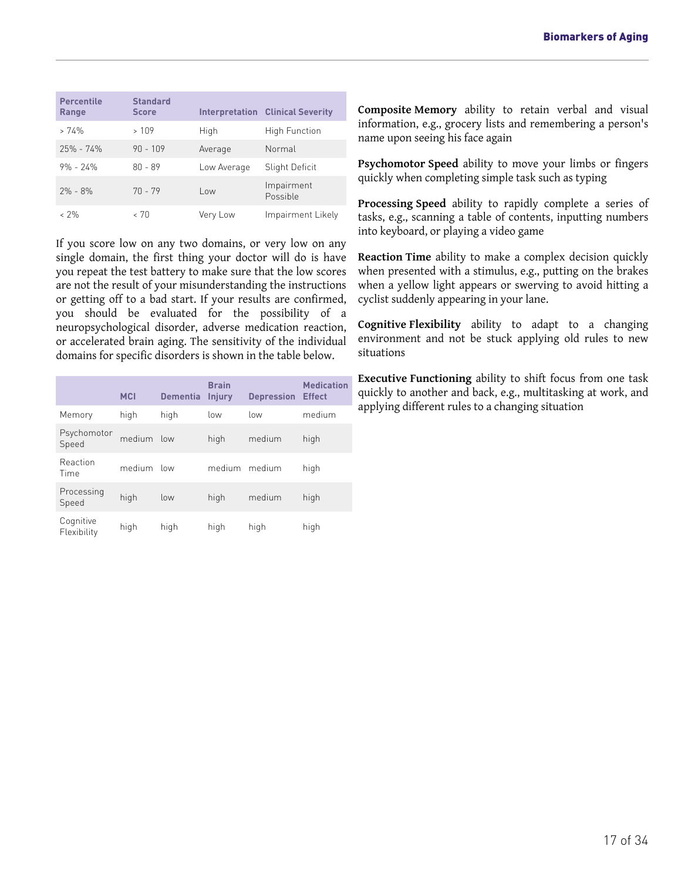| Percentile Range | Standard Score | Interpretation | Clinical Severity |
|---|---|---|---|
| > 74% | > 109 | High | High Function |
| 25% - 74% | 90 - 109 | Average | Normal |
| 9% - 24% | 80 - 89 | Low Average | Slight Deficit |
| 2% - 8% | 70 - 79 | Low | Impairment Possible |
| < 2% | < 70 | Very Low | Impairment Likely |

If you score low on any two domains, or very low on any single domain, the first thing your doctor will do is have you repeat the test battery to make sure that the low scores are not the result of your misunderstanding the instructions or getting off to a bad start. If your results are confirmed, you should be evaluated for the possibility of a neuropsychological disorder, adverse medication reaction, or accelerated brain aging. The sensitivity of the individual domains for specific disorders is shown in the table below.

| | MCI | Dementia | Brain Injury | Depression | Medication Effect |
|---|---|---|---|---|---|
| Memory | high | high | low | low | medium |
| Psychomotor Speed | medium | low | high | medium | high |
| Reaction Time | medium | low | medium | medium | high |
| Processing Speed | high | low | high | medium | high |
| Cognitive Flexibility | high | high | high | high | high |

**Composite Memory** ability to retain verbal and visual information, e.g., grocery lists and remembering a person's name upon seeing his face again

**Psychomotor Speed** ability to move your limbs or fingers quickly when completing simple task such as typing

**Processing Speed** ability to rapidly complete a series of tasks, e.g., scanning a table of contents, inputting numbers into keyboard, or playing a video game

**Reaction Time** ability to make a complex decision quickly when presented with a stimulus, e.g., putting on the brakes when a yellow light appears or swerving to avoid hitting a cyclist suddenly appearing in your lane.

**Cognitive Flexibility** ability to adapt to a changing environment and not be stuck applying old rules to new situations

**Executive Functioning** ability to shift focus from one task quickly to another and back, e.g., multitasking at work, and applying different rules to a changing situation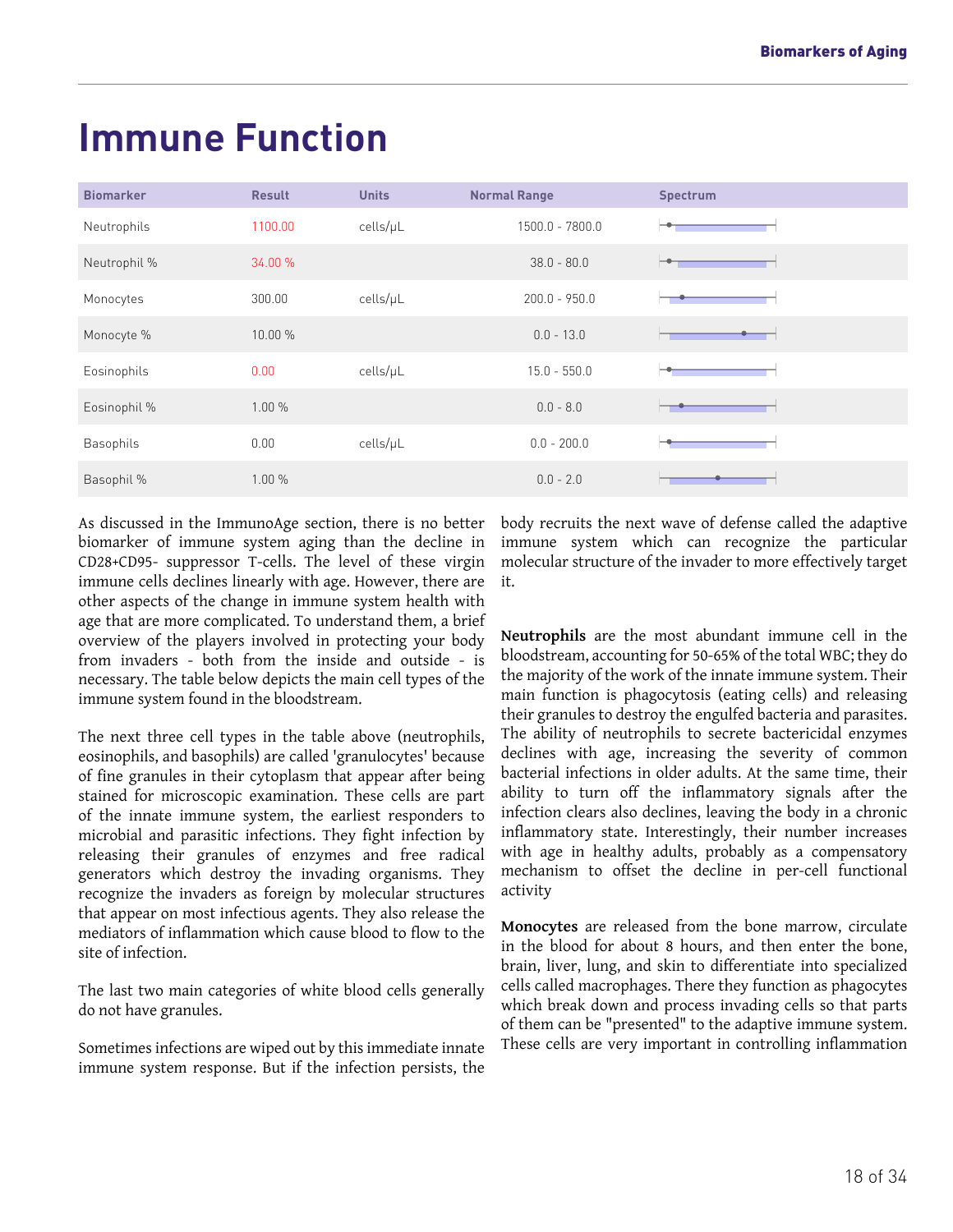# Immune Function

| Biomarker | Result | Units | Normal Range | Spectrum |
|---|---|---|---|---|
| Neutrophils | 1100.00 | cells/μL | 1500.0 - 7800.0 | |
| Neutrophil % | 34.00 % | | 38.0 - 80.0 | |
| Monocytes | 300.00 | cells/μL | 200.0 - 950.0 | |
| Monocyte % | 10.00 % | | 0.0 - 13.0 | |
| Eosinophils | 0.00 | cells/μL | 15.0 - 550.0 | |
| Eosinophil % | 1.00 % | | 0.0 - 8.0 | |
| Basophils | 0.00 | cells/μL | 0.0 - 200.0 | |
| Basophil % | 1.00 % | | 0.0 - 2.0 | |

As discussed in the ImmunoAge section, there is no better biomarker of immune system aging than the decline in CD28+CD95- suppressor T-cells. The level of these virgin immune cells declines linearly with age. However, there are other aspects of the change in immune system health with age that are more complicated. To understand them, a brief overview of the players involved in protecting your body from invaders - both from the inside and outside - is necessary. The table below depicts the main cell types of the immune system found in the bloodstream.

The next three cell types in the table above (neutrophils, eosinophils, and basophils) are called 'granulocytes' because of fine granules in their cytoplasm that appear after being stained for microscopic examination. These cells are part of the innate immune system, the earliest responders to microbial and parasitic infections. They fight infection by releasing their granules of enzymes and free radical generators which destroy the invading organisms. They recognize the invaders as foreign by molecular structures that appear on most infectious agents. They also release the mediators of inflammation which cause blood to flow to the site of infection.

The last two main categories of white blood cells generally do not have granules.

Sometimes infections are wiped out by this immediate innate immune system response. But if the infection persists, the body recruits the next wave of defense called the adaptive immune system which can recognize the particular molecular structure of the invader to more effectively target it.

**Neutrophils** are the most abundant immune cell in the bloodstream, accounting for 50-65% of the total WBC; they do the majority of the work of the innate immune system. Their main function is phagocytosis (eating cells) and releasing their granules to destroy the engulfed bacteria and parasites. The ability of neutrophils to secrete bactericidal enzymes declines with age, increasing the severity of common bacterial infections in older adults. At the same time, their ability to turn off the inflammatory signals after the infection clears also declines, leaving the body in a chronic inflammatory state. Interestingly, their number increases with age in healthy adults, probably as a compensatory mechanism to offset the decline in per-cell functional activity

**Monocytes** are released from the bone marrow, circulate in the blood for about 8 hours, and then enter the bone, brain, liver, lung, and skin to differentiate into specialized cells called macrophages. There they function as phagocytes which break down and process invading cells so that parts of them can be "presented" to the adaptive immune system. These cells are very important in controlling inflammation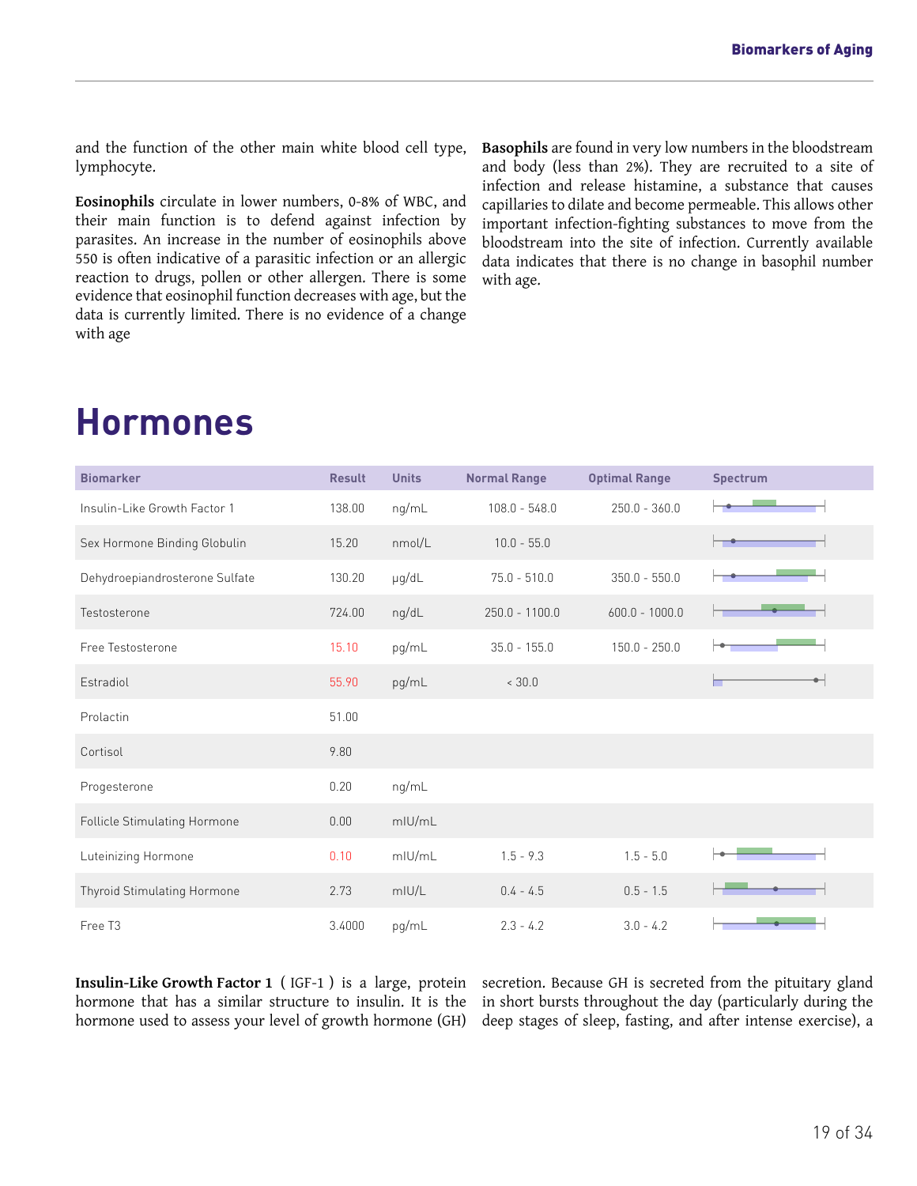and the function of the other main white blood cell type, lymphocyte.

**Eosinophils** circulate in lower numbers, 0-8% of WBC, and their main function is to defend against infection by parasites. An increase in the number of eosinophils above 550 is often indicative of a parasitic infection or an allergic reaction to drugs, pollen or other allergen. There is some evidence that eosinophil function decreases with age, but the data is currently limited. There is no evidence of a change with age

**Basophils** are found in very low numbers in the bloodstream and body (less than 2%). They are recruited to a site of infection and release histamine, a substance that causes capillaries to dilate and become permeable. This allows other important infection-fighting substances to move from the bloodstream into the site of infection. Currently available data indicates that there is no change in basophil number with age.

# Hormones

| Biomarker | Result | Units | Normal Range | Optimal Range | Spectrum |
|---|---|---|---|---|---|
| Insulin-Like Growth Factor 1 | 138.00 | ng/mL | 108.0 - 548.0 | 250.0 - 360.0 | |
| Sex Hormone Binding Globulin | 15.20 | nmol/L | 10.0 - 55.0 | | |
| Dehydroepiandrosterone Sulfate | 130.20 | μg/dL | 75.0 - 510.0 | 350.0 - 550.0 | |
| Testosterone | 724.00 | ng/dL | 250.0 - 1100.0 | 600.0 - 1000.0 | |
| Free Testosterone | 15.10 | pg/mL | 35.0 - 155.0 | 150.0 - 250.0 | |
| Estradiol | 55.90 | pg/mL | < 30.0 | | |
| Prolactin | 51.00 | | | | |
| Cortisol | 9.80 | | | | |
| Progesterone | 0.20 | ng/mL | | | |
| Follicle Stimulating Hormone | 0.00 | mIU/mL | | | |
| Luteinizing Hormone | 0.10 | mIU/mL | 1.5 - 9.3 | 1.5 - 5.0 | |
| Thyroid Stimulating Hormone | 2.73 | mIU/L | 0.4 - 4.5 | 0.5 - 1.5 | |
| Free T3 | 3.4000 | pg/mL | 2.3 - 4.2 | 3.0 - 4.2 | |

**Insulin-Like Growth Factor 1** ( IGF-1 ) is a large, protein hormone that has a similar structure to insulin. It is the hormone used to assess your level of growth hormone (GH) secretion. Because GH is secreted from the pituitary gland in short bursts throughout the day (particularly during the deep stages of sleep, fasting, and after intense exercise), a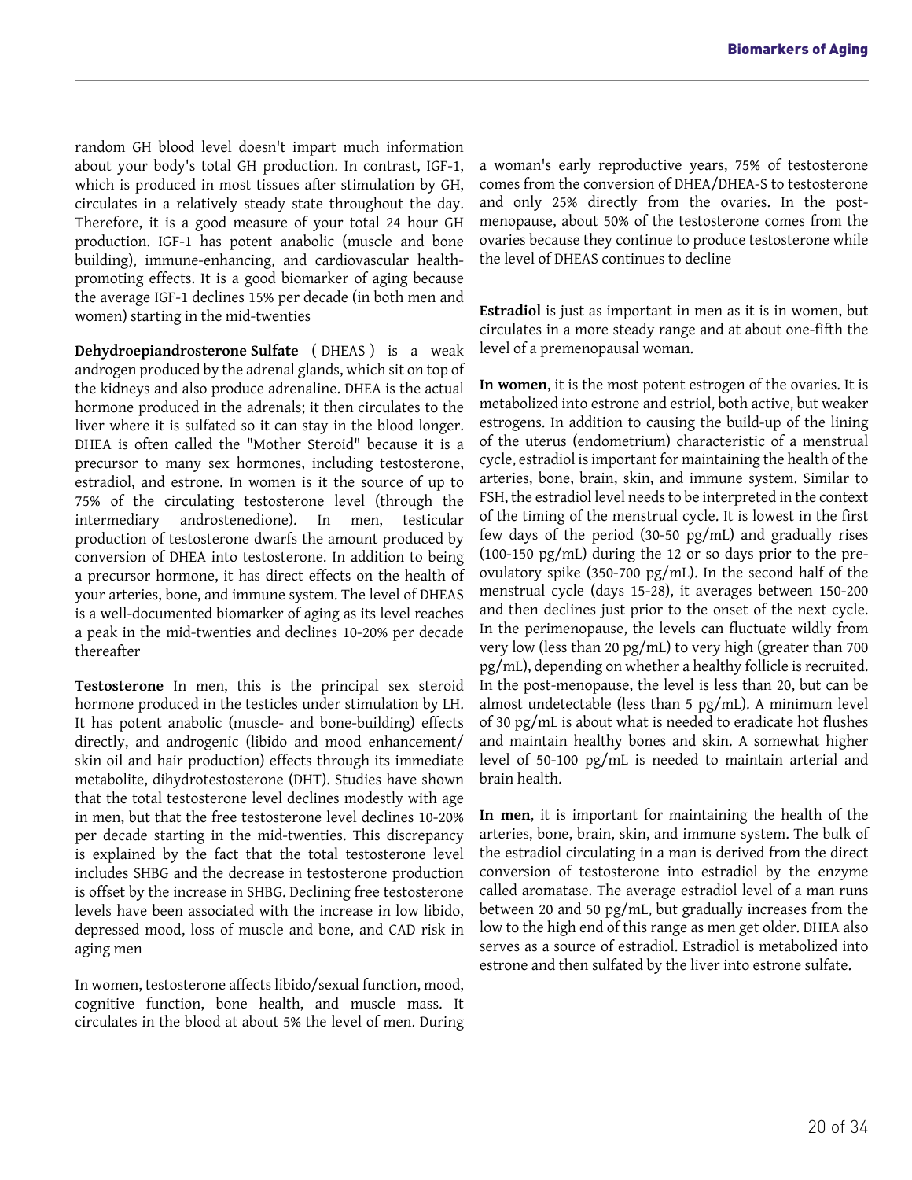random GH blood level doesn't impart much information about your body's total GH production. In contrast, IGF-1, which is produced in most tissues after stimulation by GH, circulates in a relatively steady state throughout the day. Therefore, it is a good measure of your total 24 hour GH production. IGF-1 has potent anabolic (muscle and bone building), immune-enhancing, and cardiovascular health-promoting effects. It is a good biomarker of aging because the average IGF-1 declines 15% per decade (in both men and women) starting in the mid-twenties

**Dehydroepiandrosterone Sulfate** ( DHEAS ) is a weak androgen produced by the adrenal glands, which sit on top of the kidneys and also produce adrenaline. DHEA is the actual hormone produced in the adrenals; it then circulates to the liver where it is sulfated so it can stay in the blood longer. DHEA is often called the "Mother Steroid" because it is a precursor to many sex hormones, including testosterone, estradiol, and estrone. In women is it the source of up to 75% of the circulating testosterone level (through the intermediary androstenedione). In men, testicular production of testosterone dwarfs the amount produced by conversion of DHEA into testosterone. In addition to being a precursor hormone, it has direct effects on the health of your arteries, bone, and immune system. The level of DHEAS is a well-documented biomarker of aging as its level reaches a peak in the mid-twenties and declines 10-20% per decade thereafter

**Testosterone** In men, this is the principal sex steroid hormone produced in the testicles under stimulation by LH. It has potent anabolic (muscle- and bone-building) effects directly, and androgenic (libido and mood enhancement/ skin oil and hair production) effects through its immediate metabolite, dihydrotestosterone (DHT). Studies have shown that the total testosterone level declines modestly with age in men, but that the free testosterone level declines 10-20% per decade starting in the mid-twenties. This discrepancy is explained by the fact that the total testosterone level includes SHBG and the decrease in testosterone production is offset by the increase in SHBG. Declining free testosterone levels have been associated with the increase in low libido, depressed mood, loss of muscle and bone, and CAD risk in aging men

In women, testosterone affects libido/sexual function, mood, cognitive function, bone health, and muscle mass. It circulates in the blood at about 5% the level of men. During a woman's early reproductive years, 75% of testosterone comes from the conversion of DHEA/DHEA-S to testosterone and only 25% directly from the ovaries. In the post-menopause, about 50% of the testosterone comes from the ovaries because they continue to produce testosterone while the level of DHEAS continues to decline

**Estradiol** is just as important in men as it is in women, but circulates in a more steady range and at about one-fifth the level of a premenopausal woman.

**In women**, it is the most potent estrogen of the ovaries. It is metabolized into estrone and estriol, both active, but weaker estrogens. In addition to causing the build-up of the lining of the uterus (endometrium) characteristic of a menstrual cycle, estradiol is important for maintaining the health of the arteries, bone, brain, skin, and immune system. Similar to FSH, the estradiol level needs to be interpreted in the context of the timing of the menstrual cycle. It is lowest in the first few days of the period (30-50 pg/mL) and gradually rises (100-150 pg/mL) during the 12 or so days prior to the pre-ovulatory spike (350-700 pg/mL). In the second half of the menstrual cycle (days 15-28), it averages between 150-200 and then declines just prior to the onset of the next cycle. In the perimenopause, the levels can fluctuate wildly from very low (less than 20 pg/mL) to very high (greater than 700 pg/mL), depending on whether a healthy follicle is recruited. In the post-menopause, the level is less than 20, but can be almost undetectable (less than 5 pg/mL). A minimum level of 30 pg/mL is about what is needed to eradicate hot flushes and maintain healthy bones and skin. A somewhat higher level of 50-100 pg/mL is needed to maintain arterial and brain health.

**In men**, it is important for maintaining the health of the arteries, bone, brain, skin, and immune system. The bulk of the estradiol circulating in a man is derived from the direct conversion of testosterone into estradiol by the enzyme called aromatase. The average estradiol level of a man runs between 20 and 50 pg/mL, but gradually increases from the low to the high end of this range as men get older. DHEA also serves as a source of estradiol. Estradiol is metabolized into estrone and then sulfated by the liver into estrone sulfate.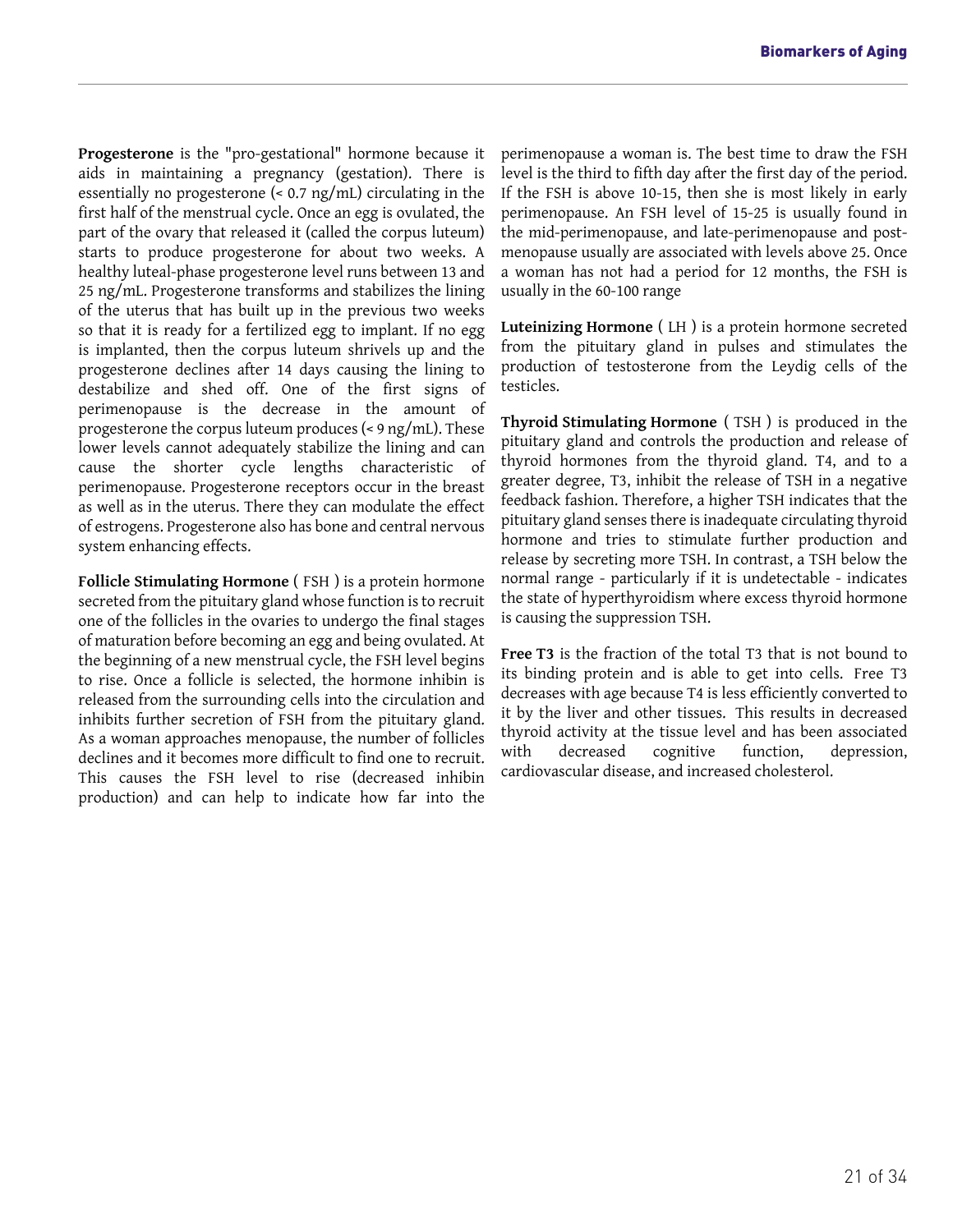**Progesterone** is the "pro-gestational" hormone because it aids in maintaining a pregnancy (gestation). There is essentially no progesterone (< 0.7 ng/mL) circulating in the first half of the menstrual cycle. Once an egg is ovulated, the part of the ovary that released it (called the corpus luteum) starts to produce progesterone for about two weeks. A healthy luteal-phase progesterone level runs between 13 and 25 ng/mL. Progesterone transforms and stabilizes the lining of the uterus that has built up in the previous two weeks so that it is ready for a fertilized egg to implant. If no egg is implanted, then the corpus luteum shrivels up and the progesterone declines after 14 days causing the lining to destabilize and shed off. One of the first signs of perimenopause is the decrease in the amount of progesterone the corpus luteum produces (< 9 ng/mL). These lower levels cannot adequately stabilize the lining and can cause the shorter cycle lengths characteristic of perimenopause. Progesterone receptors occur in the breast as well as in the uterus. There they can modulate the effect of estrogens. Progesterone also has bone and central nervous system enhancing effects.

**Follicle Stimulating Hormone** ( FSH ) is a protein hormone secreted from the pituitary gland whose function is to recruit one of the follicles in the ovaries to undergo the final stages of maturation before becoming an egg and being ovulated. At the beginning of a new menstrual cycle, the FSH level begins to rise. Once a follicle is selected, the hormone inhibin is released from the surrounding cells into the circulation and inhibits further secretion of FSH from the pituitary gland. As a woman approaches menopause, the number of follicles declines and it becomes more difficult to find one to recruit. This causes the FSH level to rise (decreased inhibin production) and can help to indicate how far into the perimenopause a woman is. The best time to draw the FSH level is the third to fifth day after the first day of the period. If the FSH is above 10-15, then she is most likely in early perimenopause. An FSH level of 15-25 is usually found in the mid-perimenopause, and late-perimenopause and post-menopause usually are associated with levels above 25. Once a woman has not had a period for 12 months, the FSH is usually in the 60-100 range

**Luteinizing Hormone** ( LH ) is a protein hormone secreted from the pituitary gland in pulses and stimulates the production of testosterone from the Leydig cells of the testicles.

**Thyroid Stimulating Hormone** ( TSH ) is produced in the pituitary gland and controls the production and release of thyroid hormones from the thyroid gland. T4, and to a greater degree, T3, inhibit the release of TSH in a negative feedback fashion. Therefore, a higher TSH indicates that the pituitary gland senses there is inadequate circulating thyroid hormone and tries to stimulate further production and release by secreting more TSH. In contrast, a TSH below the normal range - particularly if it is undetectable - indicates the state of hyperthyroidism where excess thyroid hormone is causing the suppression TSH.

**Free T3** is the fraction of the total T3 that is not bound to its binding protein and is able to get into cells. Free T3 decreases with age because T4 is less efficiently converted to it by the liver and other tissues. This results in decreased thyroid activity at the tissue level and has been associated with decreased cognitive function, depression, cardiovascular disease, and increased cholesterol.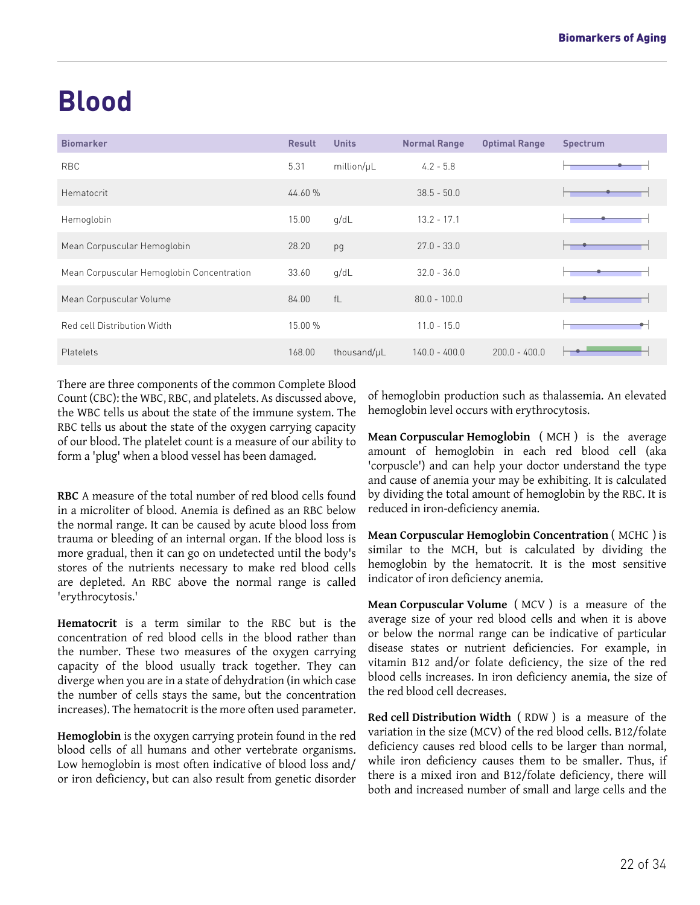# Blood

| Biomarker | Result | Units | Normal Range | Optimal Range | Spectrum |
|---|---|---|---|---|---|
| RBC | 5.31 | million/μL | 4.2 - 5.8 | | |
| Hematocrit | 44.60 % | | 38.5 - 50.0 | | |
| Hemoglobin | 15.00 | g/dL | 13.2 - 17.1 | | |
| Mean Corpuscular Hemoglobin | 28.20 | pg | 27.0 - 33.0 | | |
| Mean Corpuscular Hemoglobin Concentration | 33.60 | g/dL | 32.0 - 36.0 | | |
| Mean Corpuscular Volume | 84.00 | fL | 80.0 - 100.0 | | |
| Red cell Distribution Width | 15.00 % | | 11.0 - 15.0 | | |
| Platelets | 168.00 | thousand/μL | 140.0 - 400.0 | 200.0 - 400.0 | |

There are three components of the common Complete Blood Count (CBC): the WBC, RBC, and platelets. As discussed above, the WBC tells us about the state of the immune system. The RBC tells us about the state of the oxygen carrying capacity of our blood. The platelet count is a measure of our ability to form a 'plug' when a blood vessel has been damaged.

**RBC** A measure of the total number of red blood cells found in a microliter of blood. Anemia is defined as an RBC below the normal range. It can be caused by acute blood loss from trauma or bleeding of an internal organ. If the blood loss is more gradual, then it can go on undetected until the body's stores of the nutrients necessary to make red blood cells are depleted. An RBC above the normal range is called 'erythrocytosis.'

**Hematocrit** is a term similar to the RBC but is the concentration of red blood cells in the blood rather than the number. These two measures of the oxygen carrying capacity of the blood usually track together. They can diverge when you are in a state of dehydration (in which case the number of cells stays the same, but the concentration increases). The hematocrit is the more often used parameter.

**Hemoglobin** is the oxygen carrying protein found in the red blood cells of all humans and other vertebrate organisms. Low hemoglobin is most often indicative of blood loss and/or iron deficiency, but can also result from genetic disorder of hemoglobin production such as thalassemia. An elevated hemoglobin level occurs with erythrocytosis.

**Mean Corpuscular Hemoglobin** ( MCH ) is the average amount of hemoglobin in each red blood cell (aka 'corpuscle') and can help your doctor understand the type and cause of anemia your may be exhibiting. It is calculated by dividing the total amount of hemoglobin by the RBC. It is reduced in iron-deficiency anemia.

**Mean Corpuscular Hemoglobin Concentration** ( MCHC ) is similar to the MCH, but is calculated by dividing the hemoglobin by the hematocrit. It is the most sensitive indicator of iron deficiency anemia.

**Mean Corpuscular Volume** ( MCV ) is a measure of the average size of your red blood cells and when it is above or below the normal range can be indicative of particular disease states or nutrient deficiencies. For example, in vitamin B12 and/or folate deficiency, the size of the red blood cells increases. In iron deficiency anemia, the size of the red blood cell decreases.

**Red cell Distribution Width** ( RDW ) is a measure of the variation in the size (MCV) of the red blood cells. B12/folate deficiency causes red blood cells to be larger than normal, while iron deficiency causes them to be smaller. Thus, if there is a mixed iron and B12/folate deficiency, there will both and increased number of small and large cells and the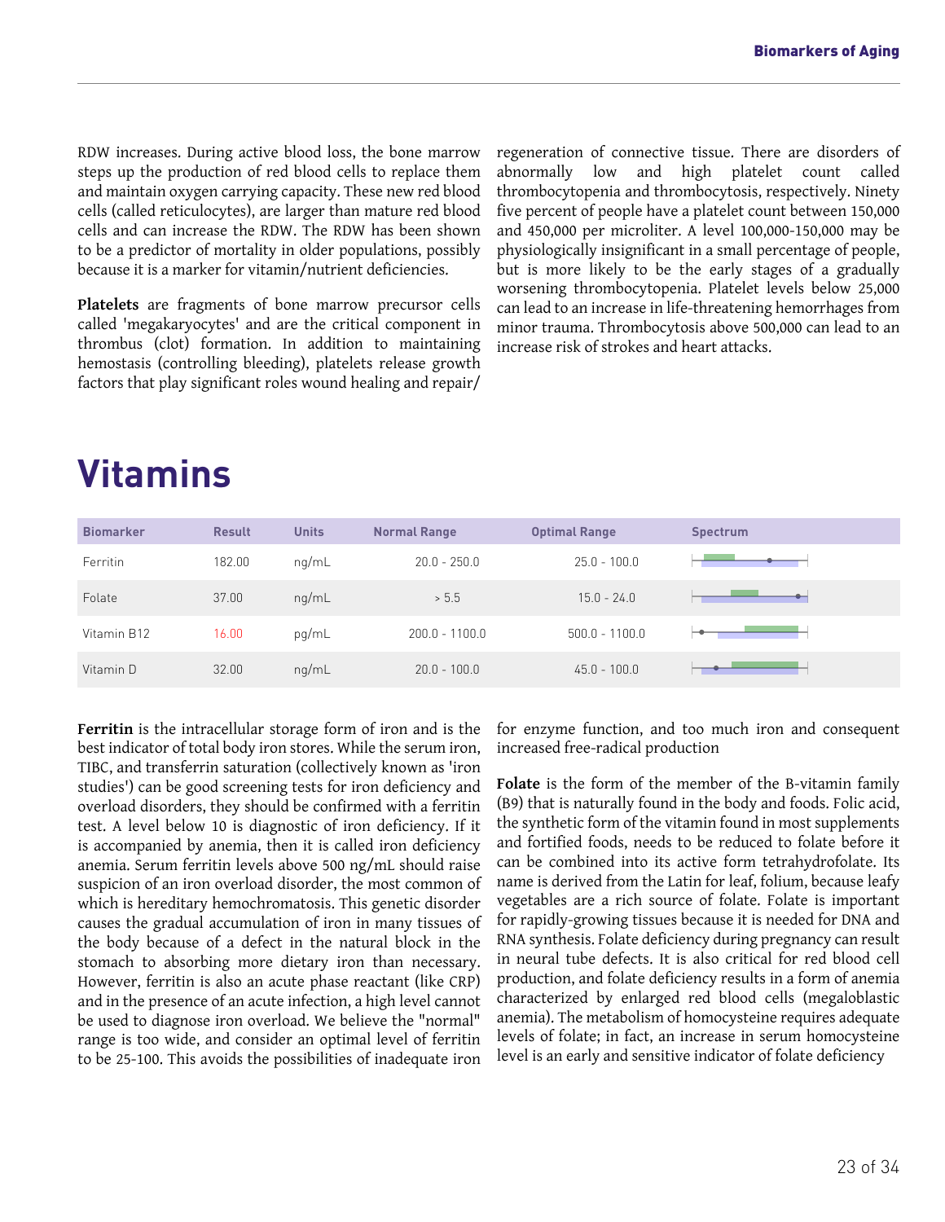RDW increases. During active blood loss, the bone marrow steps up the production of red blood cells to replace them and maintain oxygen carrying capacity. These new red blood cells (called reticulocytes), are larger than mature red blood cells and can increase the RDW. The RDW has been shown to be a predictor of mortality in older populations, possibly because it is a marker for vitamin/nutrient deficiencies.

**Platelets** are fragments of bone marrow precursor cells called 'megakaryocytes' and are the critical component in thrombus (clot) formation. In addition to maintaining hemostasis (controlling bleeding), platelets release growth factors that play significant roles wound healing and repair/regeneration of connective tissue. There are disorders of abnormally low and high platelet count called thrombocytopenia and thrombocytosis, respectively. Ninety five percent of people have a platelet count between 150,000 and 450,000 per microliter. A level 100,000-150,000 may be physiologically insignificant in a small percentage of people, but is more likely to be the early stages of a gradually worsening thrombocytopenia. Platelet levels below 25,000 can lead to an increase in life-threatening hemorrhages from minor trauma. Thrombocytosis above 500,000 can lead to an increase risk of strokes and heart attacks.

# Vitamins

| Biomarker | Result | Units | Normal Range | Optimal Range | Spectrum |
|---|---|---|---|---|---|
| Ferritin | 182.00 | ng/mL | 20.0 - 250.0 | 25.0 - 100.0 | |
| Folate | 37.00 | ng/mL | > 5.5 | 15.0 - 24.0 | |
| Vitamin B12 | 16.00 | pg/mL | 200.0 - 1100.0 | 500.0 - 1100.0 | |
| Vitamin D | 32.00 | ng/mL | 20.0 - 100.0 | 45.0 - 100.0 | |

**Ferritin** is the intracellular storage form of iron and is the best indicator of total body iron stores. While the serum iron, TIBC, and transferrin saturation (collectively known as 'iron studies') can be good screening tests for iron deficiency and overload disorders, they should be confirmed with a ferritin test. A level below 10 is diagnostic of iron deficiency. If it is accompanied by anemia, then it is called iron deficiency anemia. Serum ferritin levels above 500 ng/mL should raise suspicion of an iron overload disorder, the most common of which is hereditary hemochromatosis. This genetic disorder causes the gradual accumulation of iron in many tissues of the body because of a defect in the natural block in the stomach to absorbing more dietary iron than necessary. However, ferritin is also an acute phase reactant (like CRP) and in the presence of an acute infection, a high level cannot be used to diagnose iron overload. We believe the "normal" range is too wide, and consider an optimal level of ferritin to be 25-100. This avoids the possibilities of inadequate iron for enzyme function, and too much iron and consequent increased free-radical production

**Folate** is the form of the member of the B-vitamin family (B9) that is naturally found in the body and foods. Folic acid, the synthetic form of the vitamin found in most supplements and fortified foods, needs to be reduced to folate before it can be combined into its active form tetrahydrofolate. Its name is derived from the Latin for leaf, folium, because leafy vegetables are a rich source of folate. Folate is important for rapidly-growing tissues because it is needed for DNA and RNA synthesis. Folate deficiency during pregnancy can result in neural tube defects. It is also critical for red blood cell production, and folate deficiency results in a form of anemia characterized by enlarged red blood cells (megaloblastic anemia). The metabolism of homocysteine requires adequate levels of folate; in fact, an increase in serum homocysteine level is an early and sensitive indicator of folate deficiency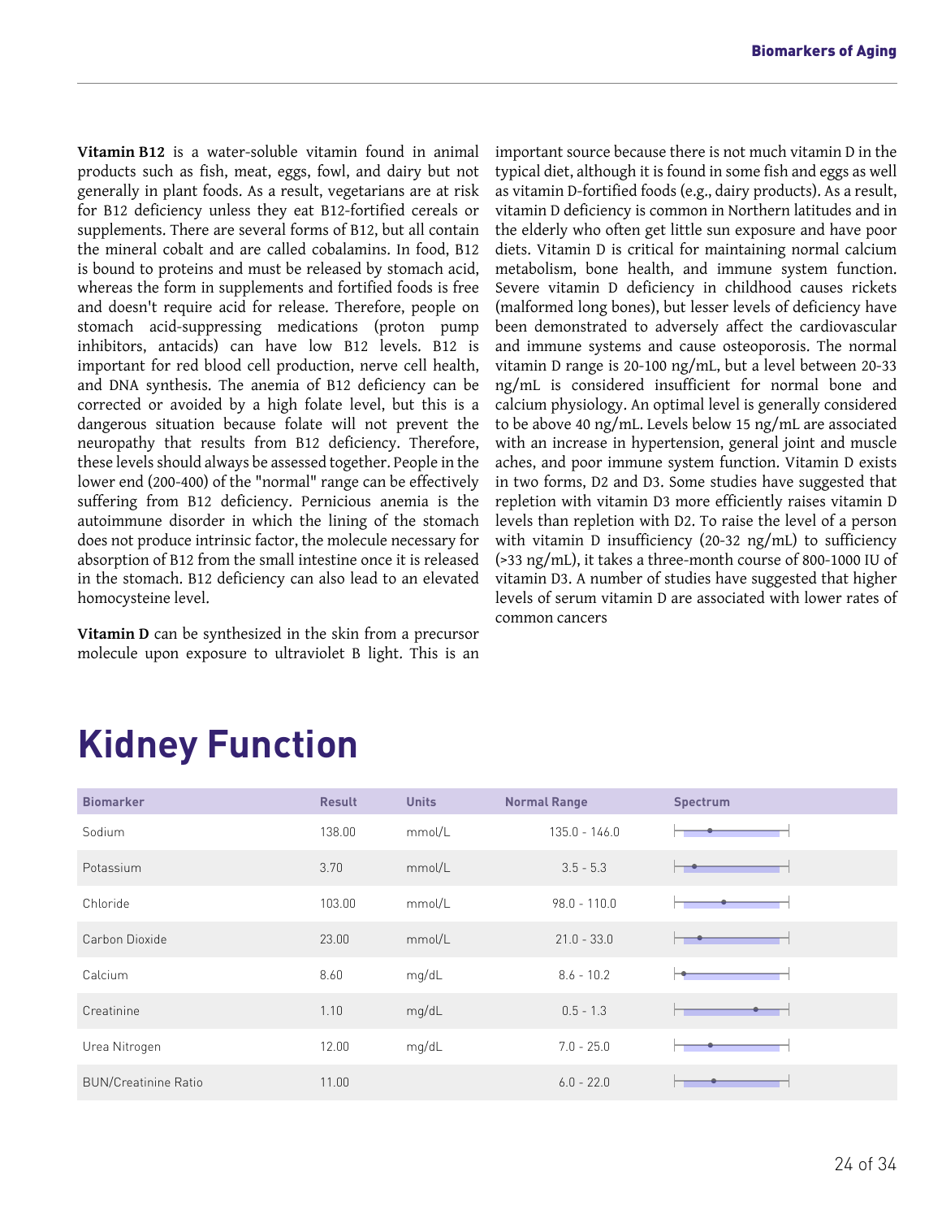**Vitamin B12** is a water-soluble vitamin found in animal products such as fish, meat, eggs, fowl, and dairy but not generally in plant foods. As a result, vegetarians are at risk for B12 deficiency unless they eat B12-fortified cereals or supplements. There are several forms of B12, but all contain the mineral cobalt and are called cobalamins. In food, B12 is bound to proteins and must be released by stomach acid, whereas the form in supplements and fortified foods is free and doesn't require acid for release. Therefore, people on stomach acid-suppressing medications (proton pump inhibitors, antacids) can have low B12 levels. B12 is important for red blood cell production, nerve cell health, and DNA synthesis. The anemia of B12 deficiency can be corrected or avoided by a high folate level, but this is a dangerous situation because folate will not prevent the neuropathy that results from B12 deficiency. Therefore, these levels should always be assessed together. People in the lower end (200-400) of the "normal" range can be effectively suffering from B12 deficiency. Pernicious anemia is the autoimmune disorder in which the lining of the stomach does not produce intrinsic factor, the molecule necessary for absorption of B12 from the small intestine once it is released in the stomach. B12 deficiency can also lead to an elevated homocysteine level.

**Vitamin D** can be synthesized in the skin from a precursor molecule upon exposure to ultraviolet B light. This is an important source because there is not much vitamin D in the typical diet, although it is found in some fish and eggs as well as vitamin D-fortified foods (e.g., dairy products). As a result, vitamin D deficiency is common in Northern latitudes and in the elderly who often get little sun exposure and have poor diets. Vitamin D is critical for maintaining normal calcium metabolism, bone health, and immune system function. Severe vitamin D deficiency in childhood causes rickets (malformed long bones), but lesser levels of deficiency have been demonstrated to adversely affect the cardiovascular and immune systems and cause osteoporosis. The normal vitamin D range is 20-100 ng/mL, but a level between 20-33 ng/mL is considered insufficient for normal bone and calcium physiology. An optimal level is generally considered to be above 40 ng/mL. Levels below 15 ng/mL are associated with an increase in hypertension, general joint and muscle aches, and poor immune system function. Vitamin D exists in two forms, D2 and D3. Some studies have suggested that repletion with vitamin D3 more efficiently raises vitamin D levels than repletion with D2. To raise the level of a person with vitamin D insufficiency (20-32 ng/mL) to sufficiency (>33 ng/mL), it takes a three-month course of 800-1000 IU of vitamin D3. A number of studies have suggested that higher levels of serum vitamin D are associated with lower rates of common cancers

# Kidney Function

| Biomarker | Result | Units | Normal Range | Spectrum |
|---|---|---|---|---|
| Sodium | 138.00 | mmol/L | 135.0 - 146.0 | |
| Potassium | 3.70 | mmol/L | 3.5 - 5.3 | |
| Chloride | 103.00 | mmol/L | 98.0 - 110.0 | |
| Carbon Dioxide | 23.00 | mmol/L | 21.0 - 33.0 | |
| Calcium | 8.60 | mg/dL | 8.6 - 10.2 | |
| Creatinine | 1.10 | mg/dL | 0.5 - 1.3 | |
| Urea Nitrogen | 12.00 | mg/dL | 7.0 - 25.0 | |
| BUN/Creatinine Ratio | 11.00 | | 6.0 - 22.0 | |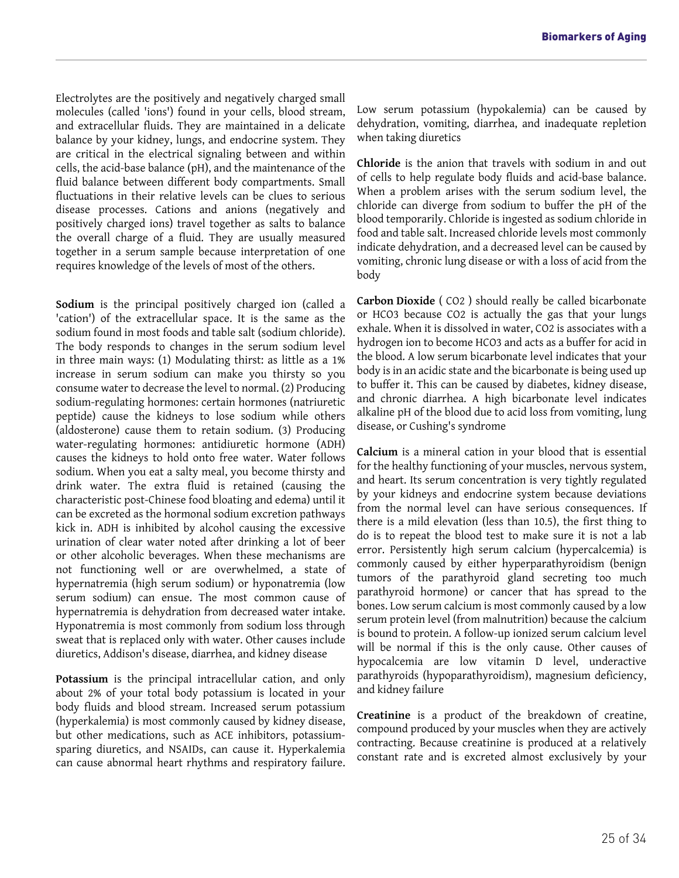Electrolytes are the positively and negatively charged small molecules (called 'ions') found in your cells, blood stream, and extracellular fluids. They are maintained in a delicate balance by your kidney, lungs, and endocrine system. They are critical in the electrical signaling between and within cells, the acid-base balance (pH), and the maintenance of the fluid balance between different body compartments. Small fluctuations in their relative levels can be clues to serious disease processes. Cations and anions (negatively and positively charged ions) travel together as salts to balance the overall charge of a fluid. They are usually measured together in a serum sample because interpretation of one requires knowledge of the levels of most of the others.

**Sodium** is the principal positively charged ion (called a 'cation') of the extracellular space. It is the same as the sodium found in most foods and table salt (sodium chloride). The body responds to changes in the serum sodium level in three main ways: (1) Modulating thirst: as little as a 1% increase in serum sodium can make you thirsty so you consume water to decrease the level to normal. (2) Producing sodium-regulating hormones: certain hormones (natriuretic peptide) cause the kidneys to lose sodium while others (aldosterone) cause them to retain sodium. (3) Producing water-regulating hormones: antidiuretic hormone (ADH) causes the kidneys to hold onto free water. Water follows sodium. When you eat a salty meal, you become thirsty and drink water. The extra fluid is retained (causing the characteristic post-Chinese food bloating and edema) until it can be excreted as the hormonal sodium excretion pathways kick in. ADH is inhibited by alcohol causing the excessive urination of clear water noted after drinking a lot of beer or other alcoholic beverages. When these mechanisms are not functioning well or are overwhelmed, a state of hypernatremia (high serum sodium) or hyponatremia (low serum sodium) can ensue. The most common cause of hypernatremia is dehydration from decreased water intake. Hyponatremia is most commonly from sodium loss through sweat that is replaced only with water. Other causes include diuretics, Addison's disease, diarrhea, and kidney disease

**Potassium** is the principal intracellular cation, and only about 2% of your total body potassium is located in your body fluids and blood stream. Increased serum potassium (hyperkalemia) is most commonly caused by kidney disease, but other medications, such as ACE inhibitors, potassium-sparing diuretics, and NSAIDs, can cause it. Hyperkalemia can cause abnormal heart rhythms and respiratory failure. Low serum potassium (hypokalemia) can be caused by dehydration, vomiting, diarrhea, and inadequate repletion when taking diuretics

**Chloride** is the anion that travels with sodium in and out of cells to help regulate body fluids and acid-base balance. When a problem arises with the serum sodium level, the chloride can diverge from sodium to buffer the pH of the blood temporarily. Chloride is ingested as sodium chloride in food and table salt. Increased chloride levels most commonly indicate dehydration, and a decreased level can be caused by vomiting, chronic lung disease or with a loss of acid from the body

**Carbon Dioxide** ( $CO_2$ ) should really be called bicarbonate or $HCO_3$ because $CO_2$ is actually the gas that your lungs exhale. When it is dissolved in water, $CO_2$ is associates with a hydrogen ion to become $HCO_3$ and acts as a buffer for acid in the blood. A low serum bicarbonate level indicates that your body is in an acidic state and the bicarbonate is being used up to buffer it. This can be caused by diabetes, kidney disease, and chronic diarrhea. A high bicarbonate level indicates alkaline pH of the blood due to acid loss from vomiting, lung disease, or Cushing's syndrome

**Calcium** is a mineral cation in your blood that is essential for the healthy functioning of your muscles, nervous system, and heart. Its serum concentration is very tightly regulated by your kidneys and endocrine system because deviations from the normal level can have serious consequences. If there is a mild elevation (less than 10.5), the first thing to do is to repeat the blood test to make sure it is not a lab error. Persistently high serum calcium (hypercalcemia) is commonly caused by either hyperparathyroidism (benign tumors of the parathyroid gland secreting too much parathyroid hormone) or cancer that has spread to the bones. Low serum calcium is most commonly caused by a low serum protein level (from malnutrition) because the calcium is bound to protein. A follow-up ionized serum calcium level will be normal if this is the only cause. Other causes of hypocalcemia are low vitamin D level, underactive parathyroids (hypoparathyroidism), magnesium deficiency, and kidney failure

**Creatinine** is a product of the breakdown of creatine, compound produced by your muscles when they are actively contracting. Because creatinine is produced at a relatively constant rate and is excreted almost exclusively by your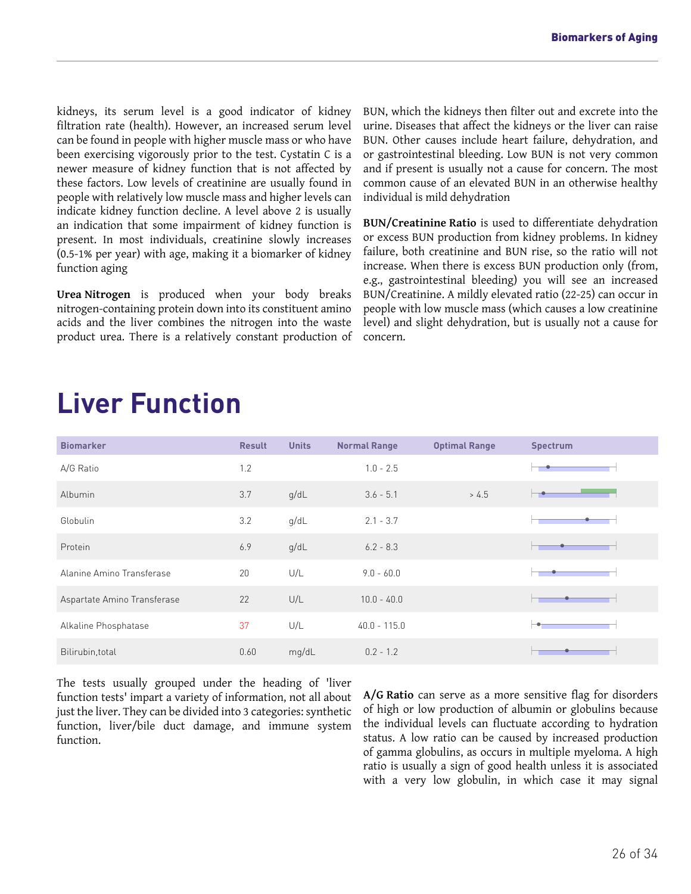kidneys, its serum level is a good indicator of kidney filtration rate (health). However, an increased serum level can be found in people with higher muscle mass or who have been exercising vigorously prior to the test. Cystatin C is a newer measure of kidney function that is not affected by these factors. Low levels of creatinine are usually found in people with relatively low muscle mass and higher levels can indicate kidney function decline. A level above 2 is usually an indication that some impairment of kidney function is present. In most individuals, creatinine slowly increases (0.5-1% per year) with age, making it a biomarker of kidney function aging

**Urea Nitrogen** is produced when your body breaks nitrogen-containing protein down into its constituent amino acids and the liver combines the nitrogen into the waste product urea. There is a relatively constant production of BUN, which the kidneys then filter out and excrete into the urine. Diseases that affect the kidneys or the liver can raise BUN. Other causes include heart failure, dehydration, and or gastrointestinal bleeding. Low BUN is not very common and if present is usually not a cause for concern. The most common cause of an elevated BUN in an otherwise healthy individual is mild dehydration

**BUN/Creatinine Ratio** is used to differentiate dehydration or excess BUN production from kidney problems. In kidney failure, both creatinine and BUN rise, so the ratio will not increase. When there is excess BUN production only (from, e.g., gastrointestinal bleeding) you will see an increased BUN/Creatinine. A mildly elevated ratio (22-25) can occur in people with low muscle mass (which causes a low creatinine level) and slight dehydration, but is usually not a cause for concern.

# Liver Function

| Biomarker | Result | Units | Normal Range | Optimal Range | Spectrum |
|---|---|---|---|---|---|
| A/G Ratio | 1.2 | | 1.0 - 2.5 | | |
| Albumin | 3.7 | g/dL | 3.6 - 5.1 | > 4.5 | |
| Globulin | 3.2 | g/dL | 2.1 - 3.7 | | |
| Protein | 6.9 | g/dL | 6.2 - 8.3 | | |
| Alanine Amino Transferase | 20 | U/L | 9.0 - 60.0 | | |
| Aspartate Amino Transferase | 22 | U/L | 10.0 - 40.0 | | |
| Alkaline Phosphatase | 37 | U/L | 40.0 - 115.0 | | |
| Bilirubin,total | 0.60 | mg/dL | 0.2 - 1.2 | | |

The tests usually grouped under the heading of 'liver function tests' impart a variety of information, not all about just the liver. They can be divided into 3 categories: synthetic function, liver/bile duct damage, and immune system function.

**A/G Ratio** can serve as a more sensitive flag for disorders of high or low production of albumin or globulins because the individual levels can fluctuate according to hydration status. A low ratio can be caused by increased production of gamma globulins, as occurs in multiple myeloma. A high ratio is usually a sign of good health unless it is associated with a very low globulin, in which case it may signal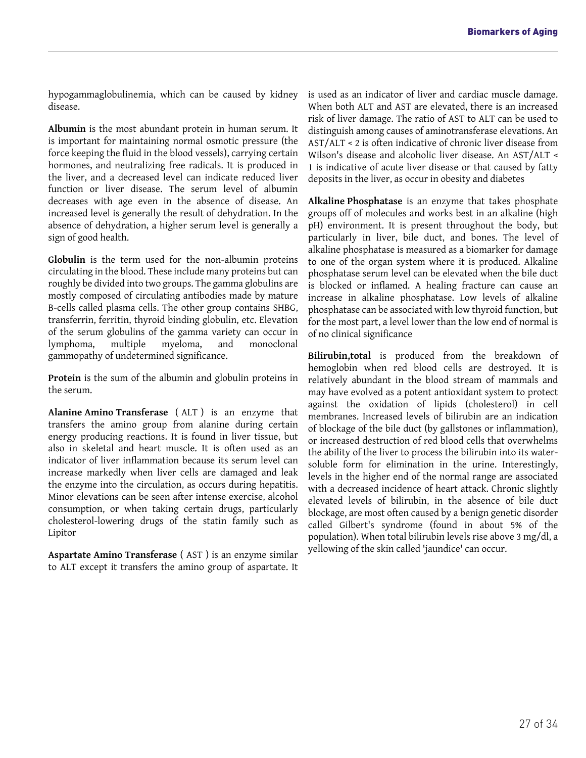hypogammaglobulinemia, which can be caused by kidney disease.

**Albumin** is the most abundant protein in human serum. It is important for maintaining normal osmotic pressure (the force keeping the fluid in the blood vessels), carrying certain hormones, and neutralizing free radicals. It is produced in the liver, and a decreased level can indicate reduced liver function or liver disease. The serum level of albumin decreases with age even in the absence of disease. An increased level is generally the result of dehydration. In the absence of dehydration, a higher serum level is generally a sign of good health.

**Globulin** is the term used for the non-albumin proteins circulating in the blood. These include many proteins but can roughly be divided into two groups. The gamma globulins are mostly composed of circulating antibodies made by mature B-cells called plasma cells. The other group contains SHBG, transferrin, ferritin, thyroid binding globulin, etc. Elevation of the serum globulins of the gamma variety can occur in lymphoma, multiple myeloma, and monoclonal gammopathy of undetermined significance.

**Protein** is the sum of the albumin and globulin proteins in the serum.

**Alanine Amino Transferase** ( ALT ) is an enzyme that transfers the amino group from alanine during certain energy producing reactions. It is found in liver tissue, but also in skeletal and heart muscle. It is often used as an indicator of liver inflammation because its serum level can increase markedly when liver cells are damaged and leak the enzyme into the circulation, as occurs during hepatitis. Minor elevations can be seen after intense exercise, alcohol consumption, or when taking certain drugs, particularly cholesterol-lowering drugs of the statin family such as Lipitor

**Aspartate Amino Transferase** ( AST ) is an enzyme similar to ALT except it transfers the amino group of aspartate. It is used as an indicator of liver and cardiac muscle damage. When both ALT and AST are elevated, there is an increased risk of liver damage. The ratio of AST to ALT can be used to distinguish among causes of aminotransferase elevations. An AST/ALT < 2 is often indicative of chronic liver disease from Wilson's disease and alcoholic liver disease. An AST/ALT < 1 is indicative of acute liver disease or that caused by fatty deposits in the liver, as occur in obesity and diabetes

**Alkaline Phosphatase** is an enzyme that takes phosphate groups off of molecules and works best in an alkaline (high pH) environment. It is present throughout the body, but particularly in liver, bile duct, and bones. The level of alkaline phosphatase is measured as a biomarker for damage to one of the organ system where it is produced. Alkaline phosphatase serum level can be elevated when the bile duct is blocked or inflamed. A healing fracture can cause an increase in alkaline phosphatase. Low levels of alkaline phosphatase can be associated with low thyroid function, but for the most part, a level lower than the low end of normal is of no clinical significance

**Bilirubin,total** is produced from the breakdown of hemoglobin when red blood cells are destroyed. It is relatively abundant in the blood stream of mammals and may have evolved as a potent antioxidant system to protect against the oxidation of lipids (cholesterol) in cell membranes. Increased levels of bilirubin are an indication of blockage of the bile duct (by gallstones or inflammation), or increased destruction of red blood cells that overwhelms the ability of the liver to process the bilirubin into its water-soluble form for elimination in the urine. Interestingly, levels in the higher end of the normal range are associated with a decreased incidence of heart attack. Chronic slightly elevated levels of bilirubin, in the absence of bile duct blockage, are most often caused by a benign genetic disorder called Gilbert's syndrome (found in about 5% of the population). When total bilirubin levels rise above 3 mg/dl, a yellowing of the skin called 'jaundice' can occur.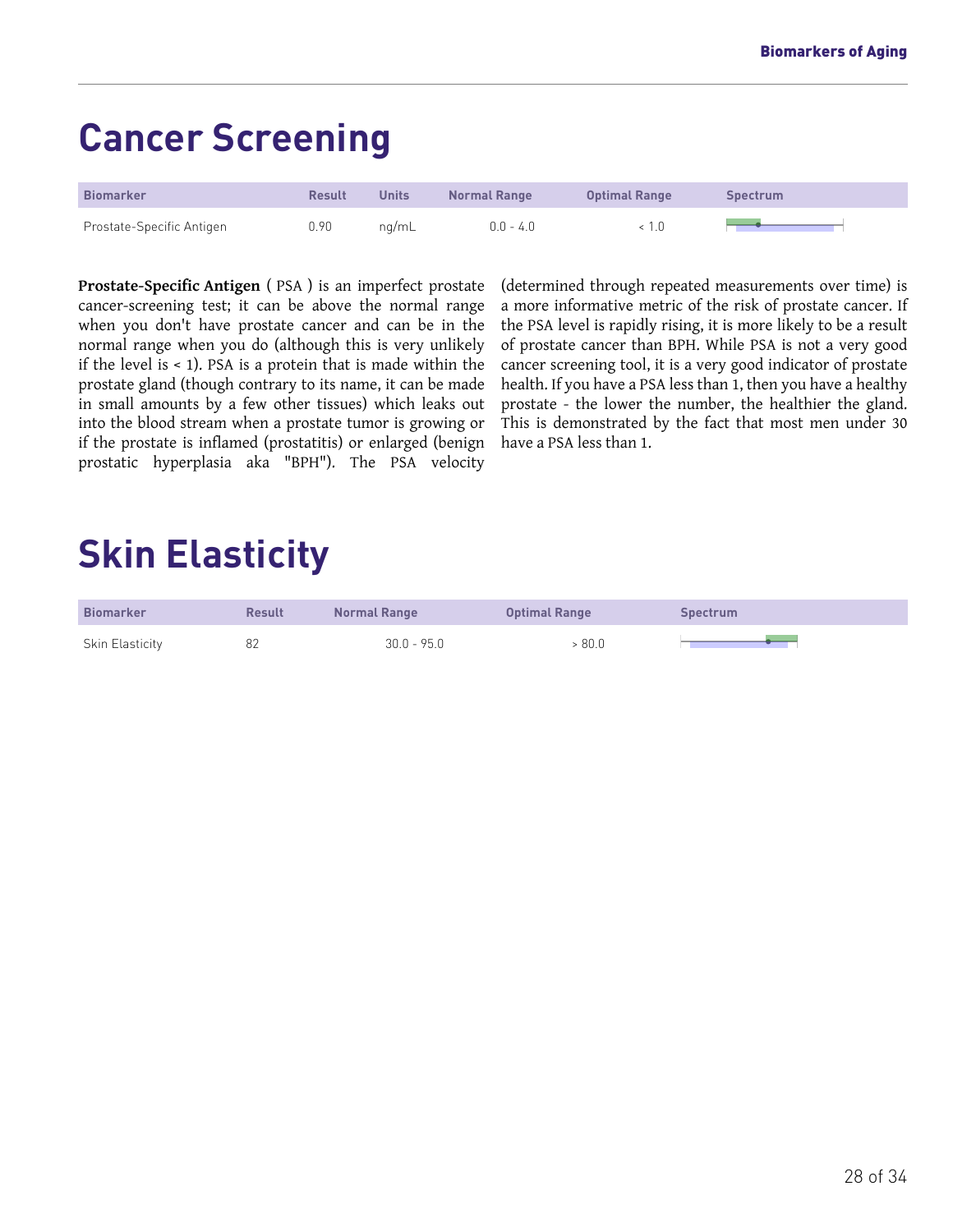# Cancer Screening

| Biomarker | Result | Units | Normal Range | Optimal Range | Spectrum |
|---|---|---|---|---|---|
| Prostate-Specific Antigen | 0.90 | ng/mL | 0.0 - 4.0 | < 1.0 | |

**Prostate-Specific Antigen** ( PSA ) is an imperfect prostate cancer-screening test; it can be above the normal range when you don't have prostate cancer and can be in the normal range when you do (although this is very unlikely if the level is < 1). PSA is a protein that is made within the prostate gland (though contrary to its name, it can be made in small amounts by a few other tissues) which leaks out into the blood stream when a prostate tumor is growing or if the prostate is inflamed (prostatitis) or enlarged (benign prostatic hyperplasia aka "BPH"). The PSA velocity (determined through repeated measurements over time) is a more informative metric of the risk of prostate cancer. If the PSA level is rapidly rising, it is more likely to be a result of prostate cancer than BPH. While PSA is not a very good cancer screening tool, it is a very good indicator of prostate health. If you have a PSA less than 1, then you have a healthy prostate - the lower the number, the healthier the gland. This is demonstrated by the fact that most men under 30 have a PSA less than 1.

# Skin Elasticity

| Biomarker | Result | Normal Range | Optimal Range | Spectrum |
|---|---|---|---|---|
| Skin Elasticity | 82 | 30.0 - 95.0 | > 80.0 | |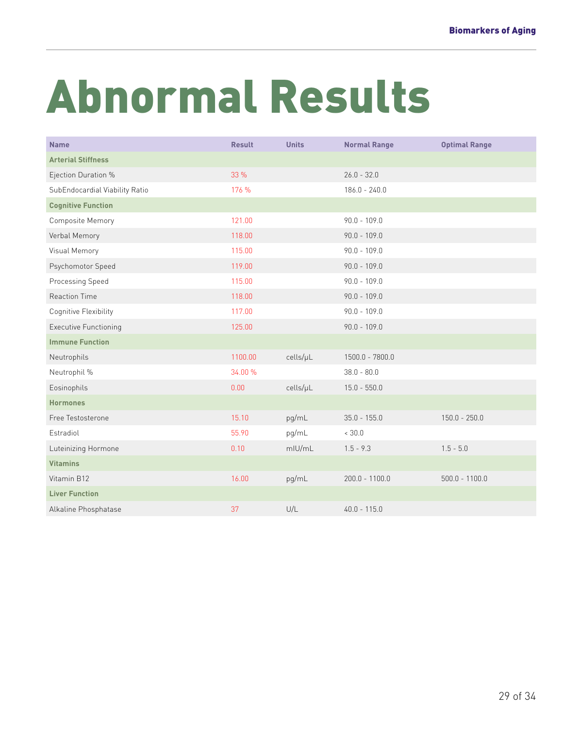# Abnormal Results

| Name | Result | Units | Normal Range | Optimal Range |
|---|---|---|---|---|
| **Arterial Stiffness** | | | | |
| Ejection Duration % | 33 % | | 26.0 - 32.0 | |
| SubEndocardial Viability Ratio | 176 % | | 186.0 - 240.0 | |
| **Cognitive Function** | | | | |
| Composite Memory | 121.00 | | 90.0 - 109.0 | |
| Verbal Memory | 118.00 | | 90.0 - 109.0 | |
| Visual Memory | 115.00 | | 90.0 - 109.0 | |
| Psychomotor Speed | 119.00 | | 90.0 - 109.0 | |
| Processing Speed | 115.00 | | 90.0 - 109.0 | |
| Reaction Time | 118.00 | | 90.0 - 109.0 | |
| Cognitive Flexibility | 117.00 | | 90.0 - 109.0 | |
| Executive Functioning | 125.00 | | 90.0 - 109.0 | |
| **Immune Function** | | | | |
| Neutrophils | 1100.00 | cells/μL | 1500.0 - 7800.0 | |
| Neutrophil % | 34.00 % | | 38.0 - 80.0 | |
| Eosinophils | 0.00 | cells/μL | 15.0 - 550.0 | |
| **Hormones** | | | | |
| Free Testosterone | 15.10 | pg/mL | 35.0 - 155.0 | 150.0 - 250.0 |
| Estradiol | 55.90 | pg/mL | < 30.0 | |
| Luteinizing Hormone | 0.10 | mIU/mL | 1.5 - 9.3 | 1.5 - 5.0 |
| **Vitamins** | | | | |
| Vitamin B12 | 16.00 | pg/mL | 200.0 - 1100.0 | 500.0 - 1100.0 |
| **Liver Function** | | | | |
| Alkaline Phosphatase | 37 | U/L | 40.0 - 115.0 | |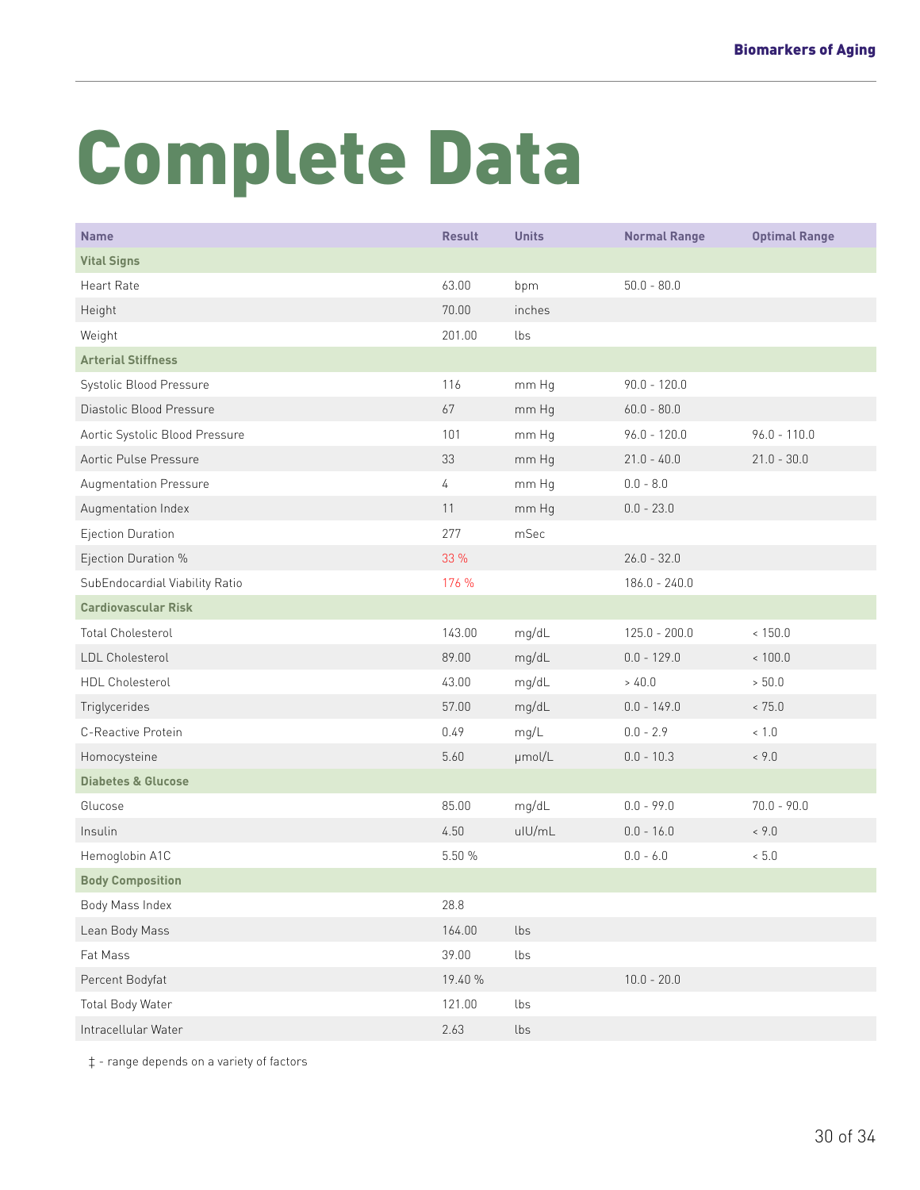# Complete Data

| Name | Result | Units | Normal Range | Optimal Range |
|---|---|---|---|---|
| **Vital Signs** | | | | |
| Heart Rate | 63.00 | bpm | 50.0 - 80.0 | |
| Height | 70.00 | inches | | |
| Weight | 201.00 | lbs | | |
| **Arterial Stiffness** | | | | |
| Systolic Blood Pressure | 116 | mm Hg | 90.0 - 120.0 | |
| Diastolic Blood Pressure | 67 | mm Hg | 60.0 - 80.0 | |
| Aortic Systolic Blood Pressure | 101 | mm Hg | 96.0 - 120.0 | 96.0 - 110.0 |
| Aortic Pulse Pressure | 33 | mm Hg | 21.0 - 40.0 | 21.0 - 30.0 |
| Augmentation Pressure | 4 | mm Hg | 0.0 - 8.0 | |
| Augmentation Index | 11 | mm Hg | 0.0 - 23.0 | |
| Ejection Duration | 277 | mSec | | |
| Ejection Duration % | 33 % | | 26.0 - 32.0 | |
| SubEndocardial Viability Ratio | 176 % | | 186.0 - 240.0 | |
| **Cardiovascular Risk** | | | | |
| Total Cholesterol | 143.00 | mg/dL | 125.0 - 200.0 | < 150.0 |
| LDL Cholesterol | 89.00 | mg/dL | 0.0 - 129.0 | < 100.0 |
| HDL Cholesterol | 43.00 | mg/dL | > 40.0 | > 50.0 |
| Triglycerides | 57.00 | mg/dL | 0.0 - 149.0 | < 75.0 |
| C-Reactive Protein | 0.49 | mg/L | 0.0 - 2.9 | < 1.0 |
| Homocysteine | 5.60 | μmol/L | 0.0 - 10.3 | < 9.0 |
| **Diabetes & Glucose** | | | | |
| Glucose | 85.00 | mg/dL | 0.0 - 99.0 | 70.0 - 90.0 |
| Insulin | 4.50 | uIU/mL | 0.0 - 16.0 | < 9.0 |
| Hemoglobin A1C | 5.50 % | | 0.0 - 6.0 | < 5.0 |
| **Body Composition** | | | | |
| Body Mass Index | 28.8 | | | |
| Lean Body Mass | 164.00 | lbs | | |
| Fat Mass | 39.00 | lbs | | |
| Percent Bodyfat | 19.40 % | | 10.0 - 20.0 | |
| Total Body Water | 121.00 | lbs | | |
| Intracellular Water | 2.63 | lbs | | |

‡ - range depends on a variety of factors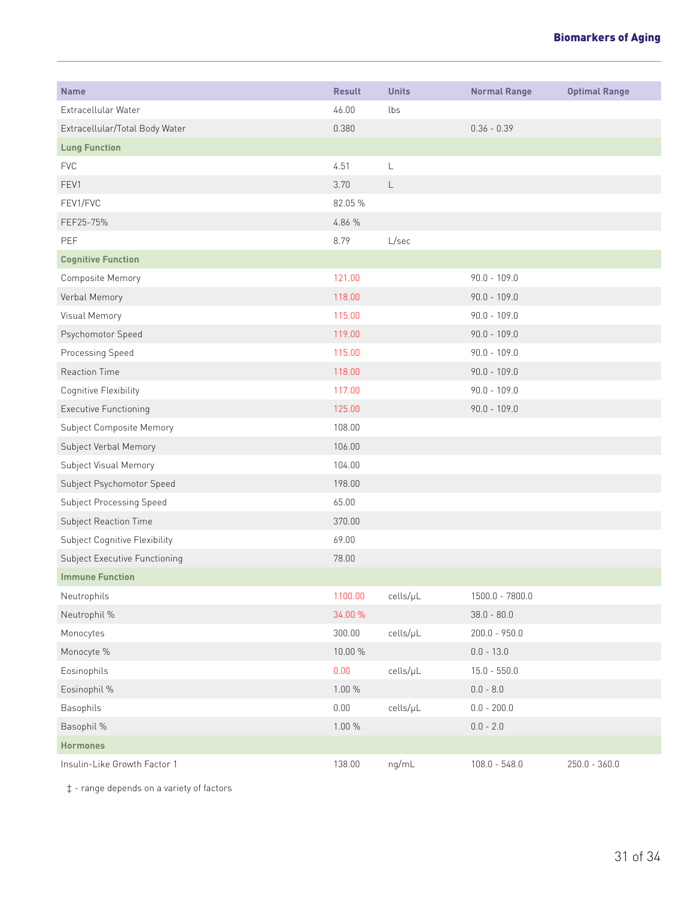| Name | Result | Units | Normal Range | Optimal Range |
|---|---|---|---|---|
| Extracellular Water | 46.00 | lbs | | |
| Extracellular/Total Body Water | 0.380 | | 0.36 - 0.39 | |
| **Lung Function** | | | | |
| FVC | 4.51 | L | | |
| FEV1 | 3.70 | L | | |
| FEV1/FVC | 82.05 % | | | |
| FEF25-75% | 4.86 % | | | |
| PEF | 8.79 | L/sec | | |
| **Cognitive Function** | | | | |
| Composite Memory | 121.00 | | 90.0 - 109.0 | |
| Verbal Memory | 118.00 | | 90.0 - 109.0 | |
| Visual Memory | 115.00 | | 90.0 - 109.0 | |
| Psychomotor Speed | 119.00 | | 90.0 - 109.0 | |
| Processing Speed | 115.00 | | 90.0 - 109.0 | |
| Reaction Time | 118.00 | | 90.0 - 109.0 | |
| Cognitive Flexibility | 117.00 | | 90.0 - 109.0 | |
| Executive Functioning | 125.00 | | 90.0 - 109.0 | |
| Subject Composite Memory | 108.00 | | | |
| Subject Verbal Memory | 106.00 | | | |
| Subject Visual Memory | 104.00 | | | |
| Subject Psychomotor Speed | 198.00 | | | |
| Subject Processing Speed | 65.00 | | | |
| Subject Reaction Time | 370.00 | | | |
| Subject Cognitive Flexibility | 69.00 | | | |
| Subject Executive Functioning | 78.00 | | | |
| **Immune Function** | | | | |
| Neutrophils | 1100.00 | cells/μL | 1500.0 - 7800.0 | |
| Neutrophil % | 34.00 % | | 38.0 - 80.0 | |
| Monocytes | 300.00 | cells/μL | 200.0 - 950.0 | |
| Monocyte % | 10.00 % | | 0.0 - 13.0 | |
| Eosinophils | 0.00 | cells/μL | 15.0 - 550.0 | |
| Eosinophil % | 1.00 % | | 0.0 - 8.0 | |
| Basophils | 0.00 | cells/μL | 0.0 - 200.0 | |
| Basophil % | 1.00 % | | 0.0 - 2.0 | |
| **Hormones** | | | | |
| Insulin-Like Growth Factor 1 | 138.00 | ng/mL | 108.0 - 548.0 | 250.0 - 360.0 |

‡ - range depends on a variety of factors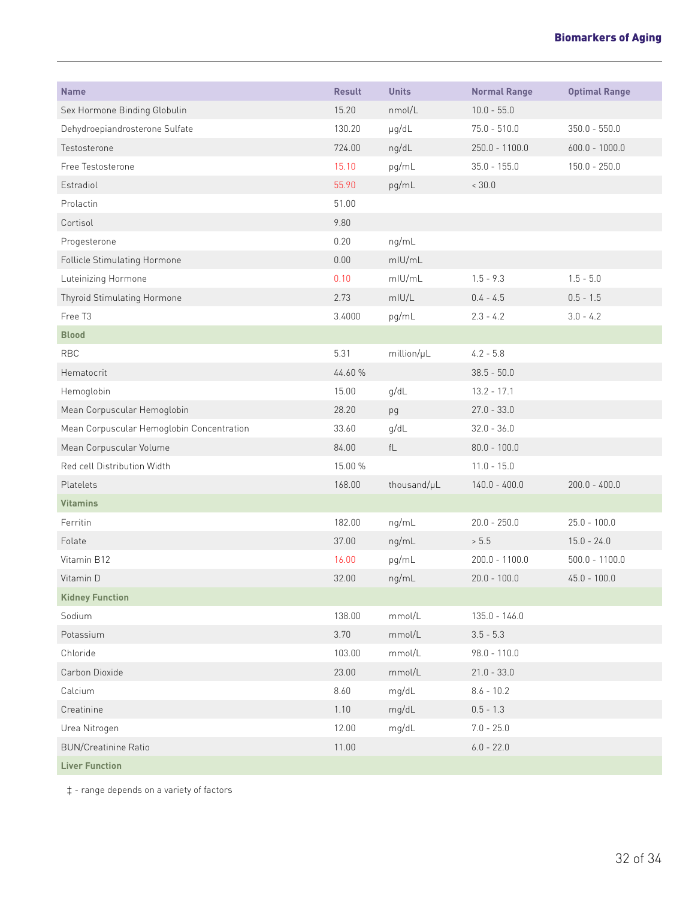| Name | Result | Units | Normal Range | Optimal Range |
|---|---|---|---|---|
| Sex Hormone Binding Globulin | 15.20 | nmol/L | 10.0 - 55.0 | |
| Dehydroepiandrosterone Sulfate | 130.20 | µg/dL | 75.0 - 510.0 | 350.0 - 550.0 |
| Testosterone | 724.00 | ng/dL | 250.0 - 1100.0 | 600.0 - 1000.0 |
| Free Testosterone | 15.10 | pg/mL | 35.0 - 155.0 | 150.0 - 250.0 |
| Estradiol | 55.90 | pg/mL | < 30.0 | |
| Prolactin | 51.00 | | | |
| Cortisol | 9.80 | | | |
| Progesterone | 0.20 | ng/mL | | |
| Follicle Stimulating Hormone | 0.00 | mIU/mL | | |
| Luteinizing Hormone | 0.10 | mIU/mL | 1.5 - 9.3 | 1.5 - 5.0 |
| Thyroid Stimulating Hormone | 2.73 | mIU/L | 0.4 - 4.5 | 0.5 - 1.5 |
| Free T3 | 3.4000 | pg/mL | 2.3 - 4.2 | 3.0 - 4.2 |
| **Blood** | | | | |
| RBC | 5.31 | million/µL | 4.2 - 5.8 | |
| Hematocrit | 44.60 % | | 38.5 - 50.0 | |
| Hemoglobin | 15.00 | g/dL | 13.2 - 17.1 | |
| Mean Corpuscular Hemoglobin | 28.20 | pg | 27.0 - 33.0 | |
| Mean Corpuscular Hemoglobin Concentration | 33.60 | g/dL | 32.0 - 36.0 | |
| Mean Corpuscular Volume | 84.00 | fL | 80.0 - 100.0 | |
| Red cell Distribution Width | 15.00 % | | 11.0 - 15.0 | |
| Platelets | 168.00 | thousand/µL | 140.0 - 400.0 | 200.0 - 400.0 |
| **Vitamins** | | | | |
| Ferritin | 182.00 | ng/mL | 20.0 - 250.0 | 25.0 - 100.0 |
| Folate | 37.00 | ng/mL | > 5.5 | 15.0 - 24.0 |
| Vitamin B12 | 16.00 | pg/mL | 200.0 - 1100.0 | 500.0 - 1100.0 |
| Vitamin D | 32.00 | ng/mL | 20.0 - 100.0 | 45.0 - 100.0 |
| **Kidney Function** | | | | |
| Sodium | 138.00 | mmol/L | 135.0 - 146.0 | |
| Potassium | 3.70 | mmol/L | 3.5 - 5.3 | |
| Chloride | 103.00 | mmol/L | 98.0 - 110.0 | |
| Carbon Dioxide | 23.00 | mmol/L | 21.0 - 33.0 | |
| Calcium | 8.60 | mg/dL | 8.6 - 10.2 | |
| Creatinine | 1.10 | mg/dL | 0.5 - 1.3 | |
| Urea Nitrogen | 12.00 | mg/dL | 7.0 - 25.0 | |
| BUN/Creatinine Ratio | 11.00 | | 6.0 - 22.0 | |
| **Liver Function** | | | | |

‡ - range depends on a variety of factors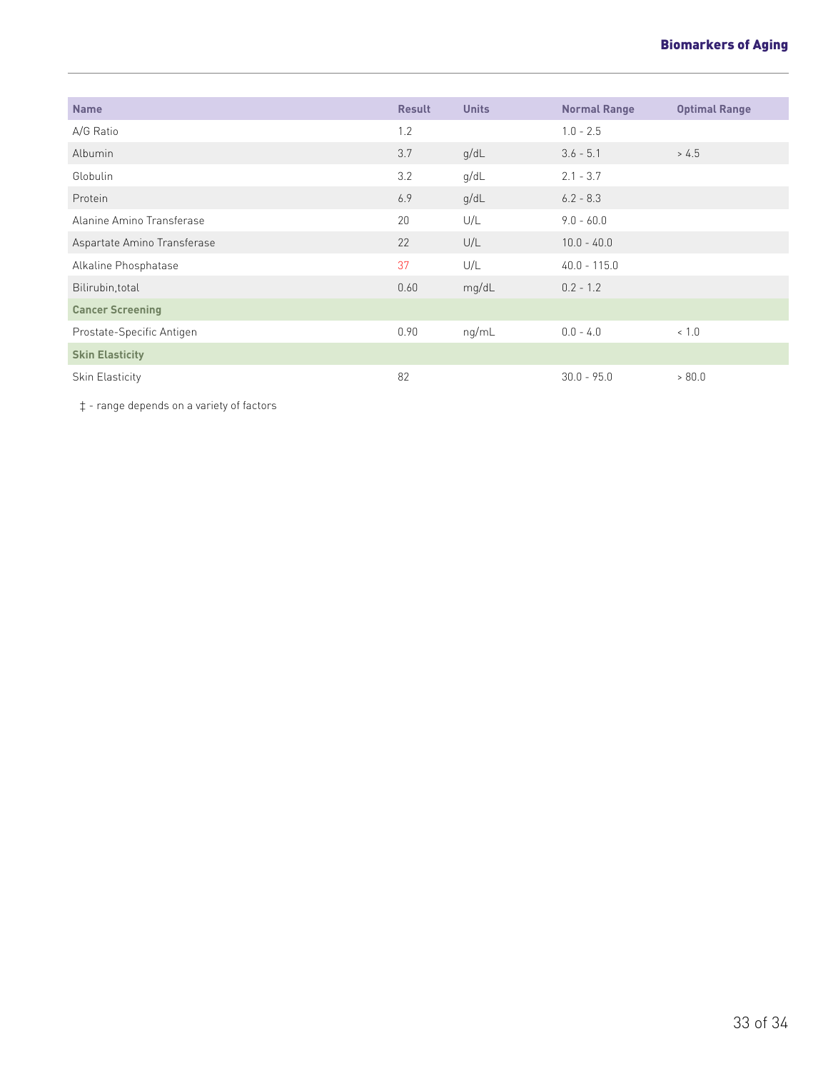| Name | Result | Units | Normal Range | Optimal Range |
|---|---|---|---|---|
| A/G Ratio | 1.2 | | 1.0 - 2.5 | |
| Albumin | 3.7 | g/dL | 3.6 - 5.1 | > 4.5 |
| Globulin | 3.2 | g/dL | 2.1 - 3.7 | |
| Protein | 6.9 | g/dL | 6.2 - 8.3 | |
| Alanine Amino Transferase | 20 | U/L | 9.0 - 60.0 | |
| Aspartate Amino Transferase | 22 | U/L | 10.0 - 40.0 | |
| Alkaline Phosphatase | 37 | U/L | 40.0 - 115.0 | |
| Bilirubin,total | 0.60 | mg/dL | 0.2 - 1.2 | |
| **Cancer Screening** | | | | |
| Prostate-Specific Antigen | 0.90 | ng/mL | 0.0 - 4.0 | < 1.0 |
| **Skin Elasticity** | | | | |
| Skin Elasticity | 82 | | 30.0 - 95.0 | > 80.0 |

‡ - range depends on a variety of factors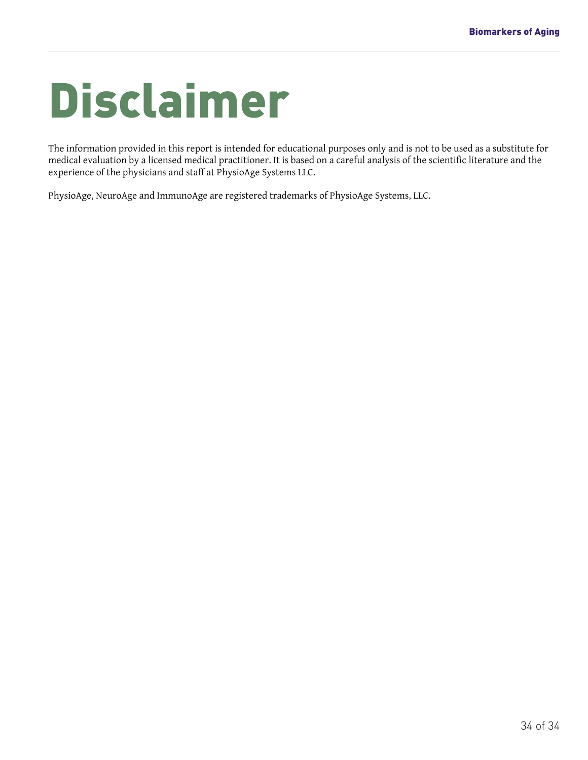# Disclaimer

The information provided in this report is intended for educational purposes only and is not to be used as a substitute for medical evaluation by a licensed medical practitioner. It is based on a careful analysis of the scientific literature and the experience of the physicians and staff at PhysioAge Systems LLC.

PhysioAge, NeuroAge and ImmunoAge are registered trademarks of PhysioAge Systems, LLC.